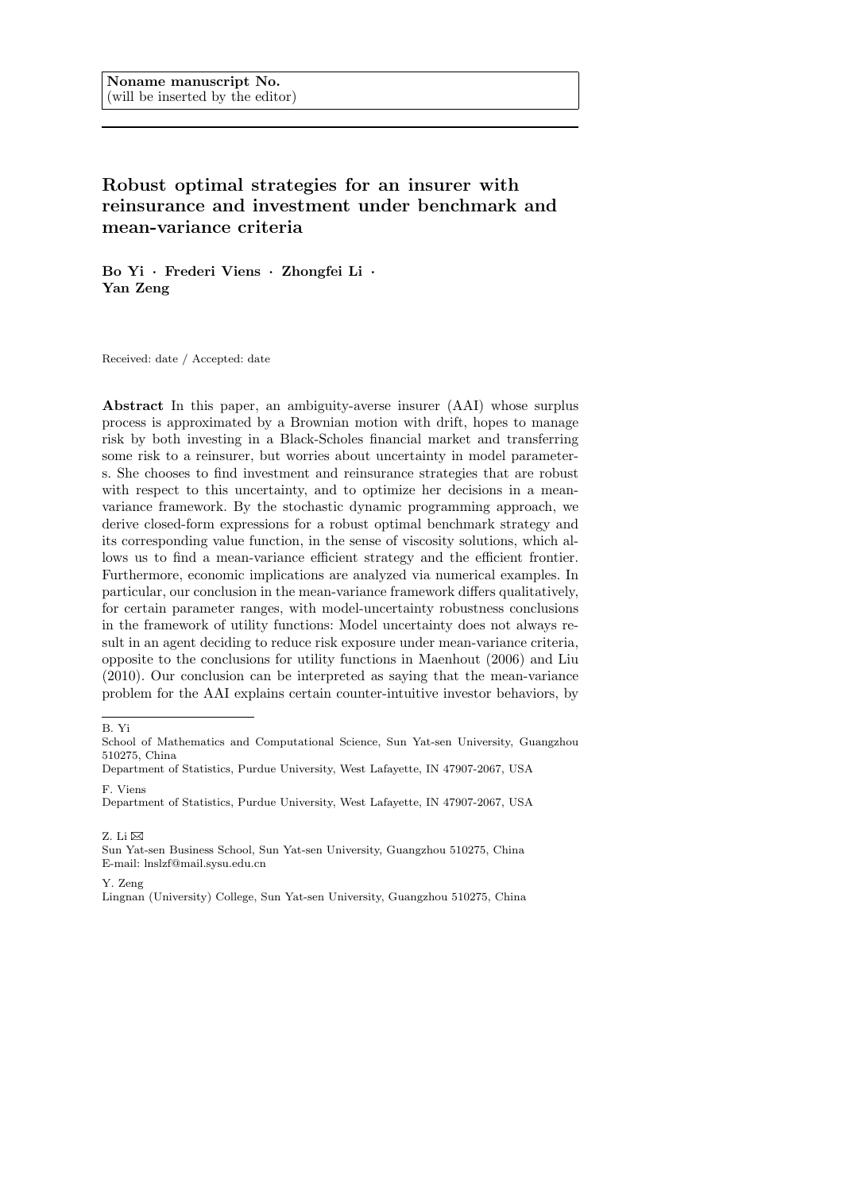Noname manuscript No.
(will be inserted by the editor)

# Robust optimal strategies for an insurer with reinsurance and investment under benchmark and mean-variance criteria

**Bo Yi · Frederi Viens · Zhongfei Li · Yan Zeng**

Received: date / Accepted: date

**Abstract** In this paper, an ambiguity-averse insurer (AAI) whose surplus process is approximated by a Brownian motion with drift, hopes to manage risk by both investing in a Black-Scholes financial market and transferring some risk to a reinsurer, but worries about uncertainty in model parameters. She chooses to find investment and reinsurance strategies that are robust with respect to this uncertainty, and to optimize her decisions in a mean-variance framework. By the stochastic dynamic programming approach, we derive closed-form expressions for a robust optimal benchmark strategy and its corresponding value function, in the sense of viscosity solutions, which allows us to find a mean-variance efficient strategy and the efficient frontier. Furthermore, economic implications are analyzed via numerical examples. In particular, our conclusion in the mean-variance framework differs qualitatively, for certain parameter ranges, with model-uncertainty robustness conclusions in the framework of utility functions: Model uncertainty does not always result in an agent deciding to reduce risk exposure under mean-variance criteria, opposite to the conclusions for utility functions in Maenhout (2006) and Liu (2010). Our conclusion can be interpreted as saying that the mean-variance problem for the AAI explains certain counter-intuitive investor behaviors, by

---

B. Yi
School of Mathematics and Computational Science, Sun Yat-sen University, Guangzhou 510275, China
Department of Statistics, Purdue University, West Lafayette, IN 47907-2067, USA

F. Viens
Department of Statistics, Purdue University, West Lafayette, IN 47907-2067, USA

Z. Li ✉
Sun Yat-sen Business School, Sun Yat-sen University, Guangzhou 510275, China
E-mail: lnslzf@mail.sysu.edu.cn

Y. Zeng
Lingnan (University) College, Sun Yat-sen University, Guangzhou 510275, China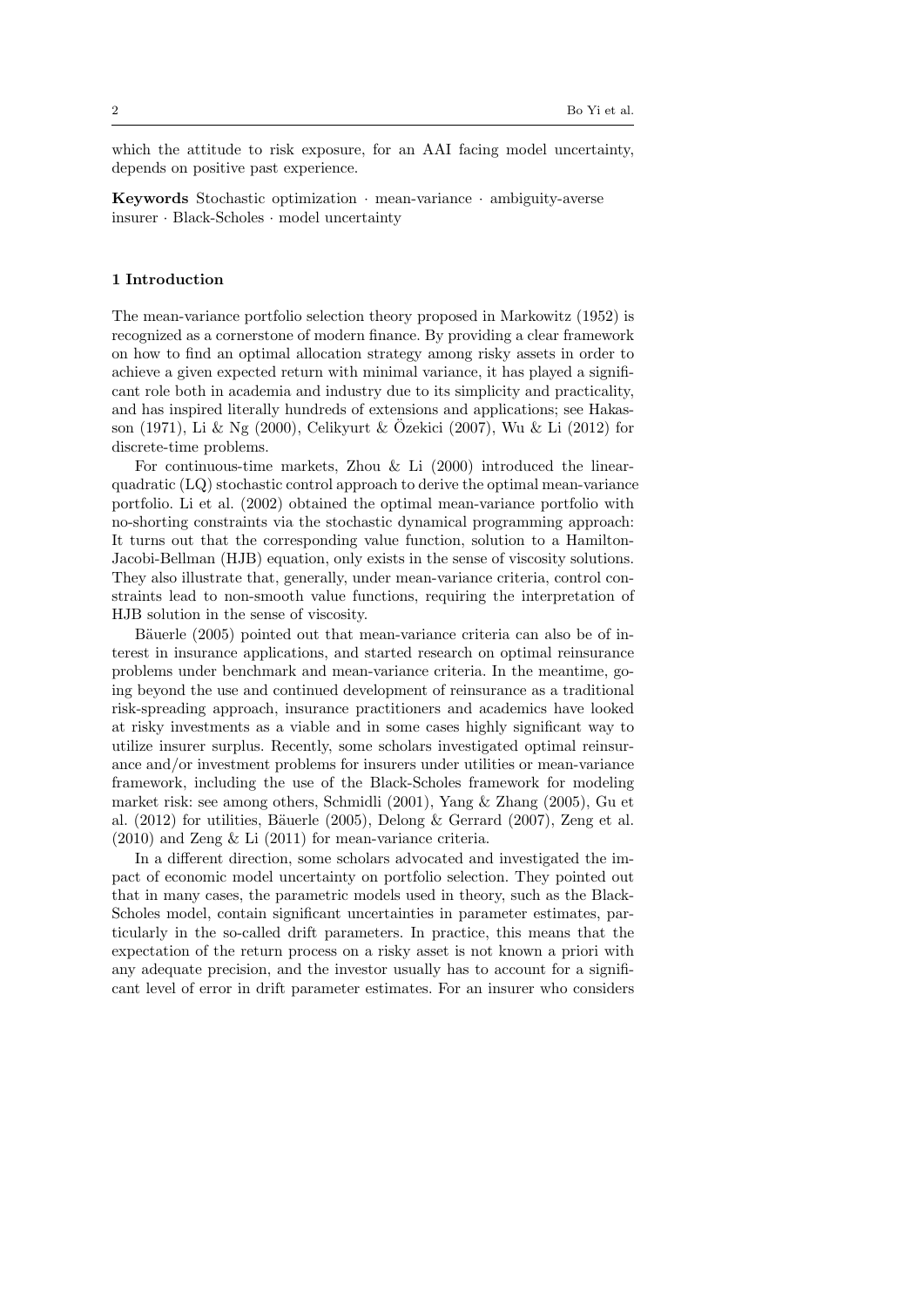which the attitude to risk exposure, for an AAI facing model uncertainty, depends on positive past experience.

**Keywords** Stochastic optimization · mean-variance · ambiguity-averse insurer · Black-Scholes · model uncertainty

## 1 Introduction

The mean-variance portfolio selection theory proposed in Markowitz (1952) is recognized as a cornerstone of modern finance. By providing a clear framework on how to find an optimal allocation strategy among risky assets in order to achieve a given expected return with minimal variance, it has played a significant role both in academia and industry due to its simplicity and practicality, and has inspired literally hundreds of extensions and applications; see Hakasson (1971), Li & Ng (2000), Celikyurt & Özekici (2007), Wu & Li (2012) for discrete-time problems.

For continuous-time markets, Zhou & Li (2000) introduced the linear-quadratic (LQ) stochastic control approach to derive the optimal mean-variance portfolio. Li et al. (2002) obtained the optimal mean-variance portfolio with no-shorting constraints via the stochastic dynamical programming approach: It turns out that the corresponding value function, solution to a Hamilton-Jacobi-Bellman (HJB) equation, only exists in the sense of viscosity solutions. They also illustrate that, generally, under mean-variance criteria, control constraints lead to non-smooth value functions, requiring the interpretation of HJB solution in the sense of viscosity.

Bäuerle (2005) pointed out that mean-variance criteria can also be of interest in insurance applications, and started research on optimal reinsurance problems under benchmark and mean-variance criteria. In the meantime, going beyond the use and continued development of reinsurance as a traditional risk-spreading approach, insurance practitioners and academics have looked at risky investments as a viable and in some cases highly significant way to utilize insurer surplus. Recently, some scholars investigated optimal reinsurance and/or investment problems for insurers under utilities or mean-variance framework, including the use of the Black-Scholes framework for modeling market risk: see among others, Schmidli (2001), Yang & Zhang (2005), Gu et al. (2012) for utilities, Bäuerle (2005), Delong & Gerrard (2007), Zeng et al. (2010) and Zeng & Li (2011) for mean-variance criteria.

In a different direction, some scholars advocated and investigated the impact of economic model uncertainty on portfolio selection. They pointed out that in many cases, the parametric models used in theory, such as the Black-Scholes model, contain significant uncertainties in parameter estimates, particularly in the so-called drift parameters. In practice, this means that the expectation of the return process on a risky asset is not known a priori with any adequate precision, and the investor usually has to account for a significant level of error in drift parameter estimates. For an insurer who considers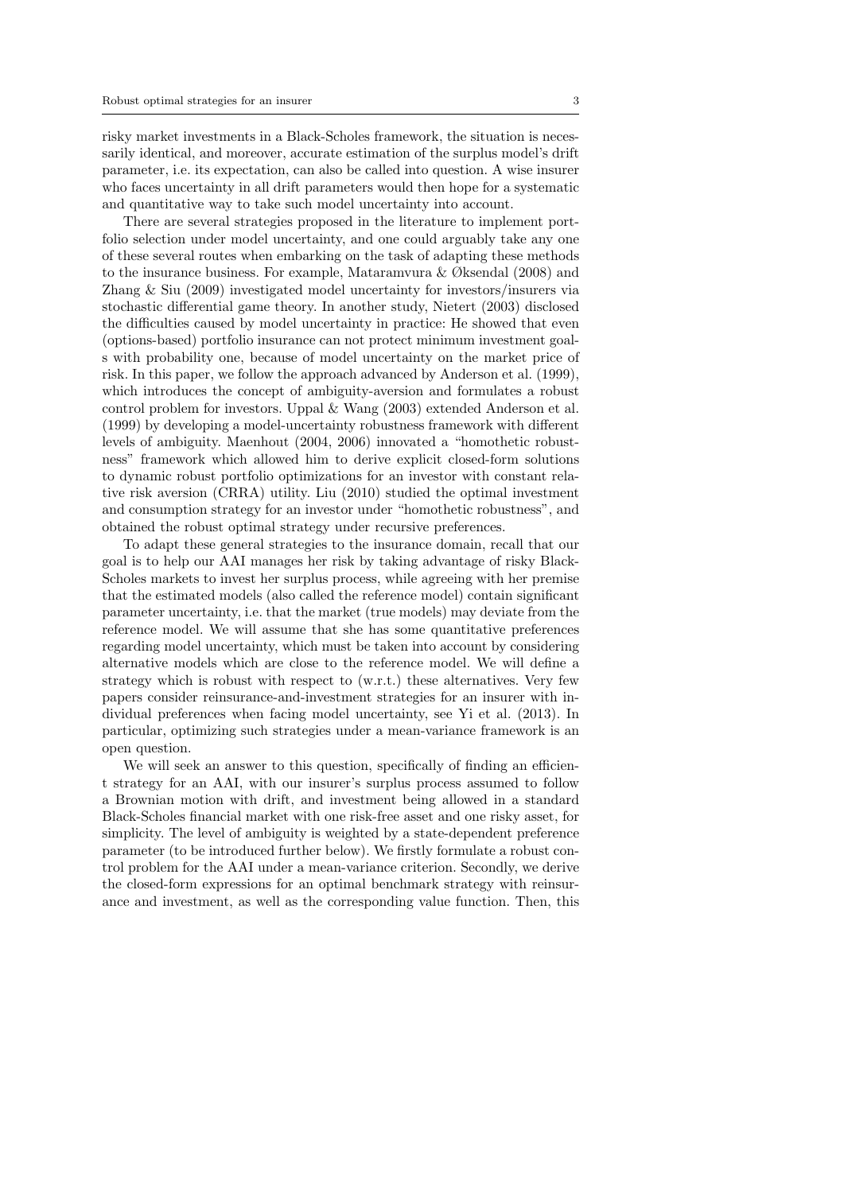risky market investments in a Black-Scholes framework, the situation is necessarily identical, and moreover, accurate estimation of the surplus model's drift parameter, i.e. its expectation, can also be called into question. A wise insurer who faces uncertainty in all drift parameters would then hope for a systematic and quantitative way to take such model uncertainty into account.

There are several strategies proposed in the literature to implement portfolio selection under model uncertainty, and one could arguably take any one of these several routes when embarking on the task of adapting these methods to the insurance business. For example, Mataramvura & Øksendal (2008) and Zhang & Siu (2009) investigated model uncertainty for investors/insurers via stochastic differential game theory. In another study, Nietert (2003) disclosed the difficulties caused by model uncertainty in practice: He showed that even (options-based) portfolio insurance can not protect minimum investment goals with probability one, because of model uncertainty on the market price of risk. In this paper, we follow the approach advanced by Anderson et al. (1999), which introduces the concept of ambiguity-aversion and formulates a robust control problem for investors. Uppal & Wang (2003) extended Anderson et al. (1999) by developing a model-uncertainty robustness framework with different levels of ambiguity. Maenhout (2004, 2006) innovated a "homothetic robustness" framework which allowed him to derive explicit closed-form solutions to dynamic robust portfolio optimizations for an investor with constant relative risk aversion (CRRA) utility. Liu (2010) studied the optimal investment and consumption strategy for an investor under "homothetic robustness", and obtained the robust optimal strategy under recursive preferences.

To adapt these general strategies to the insurance domain, recall that our goal is to help our AAI manages her risk by taking advantage of risky Black-Scholes markets to invest her surplus process, while agreeing with her premise that the estimated models (also called the reference model) contain significant parameter uncertainty, i.e. that the market (true models) may deviate from the reference model. We will assume that she has some quantitative preferences regarding model uncertainty, which must be taken into account by considering alternative models which are close to the reference model. We will define a strategy which is robust with respect to (w.r.t.) these alternatives. Very few papers consider reinsurance-and-investment strategies for an insurer with individual preferences when facing model uncertainty, see Yi et al. (2013). In particular, optimizing such strategies under a mean-variance framework is an open question.

We will seek an answer to this question, specifically of finding an efficient strategy for an AAI, with our insurer's surplus process assumed to follow a Brownian motion with drift, and investment being allowed in a standard Black-Scholes financial market with one risk-free asset and one risky asset, for simplicity. The level of ambiguity is weighted by a state-dependent preference parameter (to be introduced further below). We firstly formulate a robust control problem for the AAI under a mean-variance criterion. Secondly, we derive the closed-form expressions for an optimal benchmark strategy with reinsurance and investment, as well as the corresponding value function. Then, this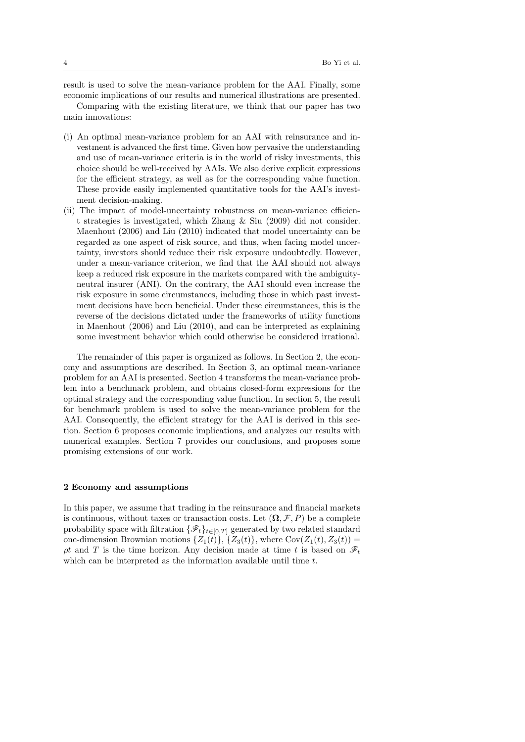result is used to solve the mean-variance problem for the AAI. Finally, some economic implications of our results and numerical illustrations are presented.

Comparing with the existing literature, we think that our paper has two main innovations:

(i) An optimal mean-variance problem for an AAI with reinsurance and investment is advanced the first time. Given how pervasive the understanding and use of mean-variance criteria is in the world of risky investments, this choice should be well-received by AAIs. We also derive explicit expressions for the efficient strategy, as well as for the corresponding value function. These provide easily implemented quantitative tools for the AAI's investment decision-making.

(ii) The impact of model-uncertainty robustness on mean-variance efficient strategies is investigated, which Zhang & Siu (2009) did not consider. Maenhout (2006) and Liu (2010) indicated that model uncertainty can be regarded as one aspect of risk source, and thus, when facing model uncertainty, investors should reduce their risk exposure undoubtedly. However, under a mean-variance criterion, we find that the AAI should not always keep a reduced risk exposure in the markets compared with the ambiguity-neutral insurer (ANI). On the contrary, the AAI should even increase the risk exposure in some circumstances, including those in which past investment decisions have been beneficial. Under these circumstances, this is the reverse of the decisions dictated under the frameworks of utility functions in Maenhout (2006) and Liu (2010), and can be interpreted as explaining some investment behavior which could otherwise be considered irrational.

The remainder of this paper is organized as follows. In Section 2, the economy and assumptions are described. In Section 3, an optimal mean-variance problem for an AAI is presented. Section 4 transforms the mean-variance problem into a benchmark problem, and obtains closed-form expressions for the optimal strategy and the corresponding value function. In section 5, the result for benchmark problem is used to solve the mean-variance problem for the AAI. Consequently, the efficient strategy for the AAI is derived in this section. Section 6 proposes economic implications, and analyzes our results with numerical examples. Section 7 provides our conclusions, and proposes some promising extensions of our work.

## 2 Economy and assumptions

In this paper, we assume that trading in the reinsurance and financial markets is continuous, without taxes or transaction costs. Let $(\mathbf{\Omega}, \mathcal{F}, P)$ be a complete probability space with filtration $\{\mathscr{F}_t\}_{t\in[0,T]}$ generated by two related standard one-dimension Brownian motions $\{Z_1(t)\}$, $\{Z_3(t)\}$, where $\mathrm{Cov}(Z_1(t), Z_3(t)) = \rho t$ and $T$ is the time horizon. Any decision made at time $t$ is based on $\mathscr{F}_t$ which can be interpreted as the information available until time $t$.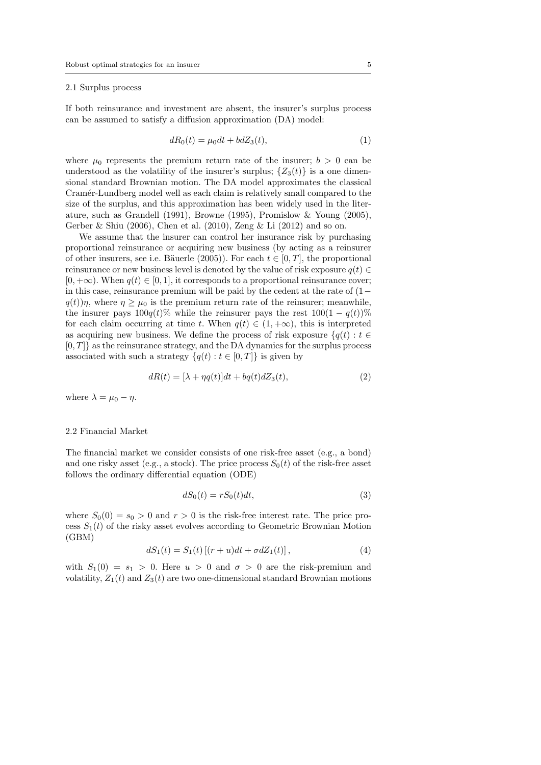### 2.1 Surplus process

If both reinsurance and investment are absent, the insurer's surplus process can be assumed to satisfy a diffusion approximation (DA) model:

$$dR_0(t) = \mu_0 dt + b dZ_3(t), \tag{1}$$

where $\mu_0$ represents the premium return rate of the insurer; $b > 0$ can be understood as the volatility of the insurer's surplus; $\{Z_3(t)\}$ is a one dimensional standard Brownian motion. The DA model approximates the classical Cramér-Lundberg model well as each claim is relatively small compared to the size of the surplus, and this approximation has been widely used in the literature, such as Grandell (1991), Browne (1995), Promislow & Young (2005), Gerber & Shiu (2006), Chen et al. (2010), Zeng & Li (2012) and so on.

We assume that the insurer can control her insurance risk by purchasing proportional reinsurance or acquiring new business (by acting as a reinsurer of other insurers, see i.e. Bäuerle (2005)). For each $t \in [0, T]$, the proportional reinsurance or new business level is denoted by the value of risk exposure $q(t) \in [0, +\infty)$. When $q(t) \in [0, 1]$, it corresponds to a proportional reinsurance cover; in this case, reinsurance premium will be paid by the cedent at the rate of $(1 - q(t))\eta$, where $\eta \geq \mu_0$ is the premium return rate of the reinsurer; meanwhile, the insurer pays $100q(t)\%$ while the reinsurer pays the rest $100(1 - q(t))\%$ for each claim occurring at time $t$. When $q(t) \in (1, +\infty)$, this is interpreted as acquiring new business. We define the process of risk exposure $\{q(t) : t \in [0, T]\}$ as the reinsurance strategy, and the DA dynamics for the surplus process associated with such a strategy $\{q(t) : t \in [0, T]\}$ is given by

$$dR(t) = [\lambda + \eta q(t)]dt + bq(t)dZ_3(t), \tag{2}$$

where $\lambda = \mu_0 - \eta$.

### 2.2 Financial Market

The financial market we consider consists of one risk-free asset (e.g., a bond) and one risky asset (e.g., a stock). The price process $S_0(t)$ of the risk-free asset follows the ordinary differential equation (ODE)

$$dS_0(t) = rS_0(t)dt, \tag{3}$$

where $S_0(0) = s_0 > 0$ and $r > 0$ is the risk-free interest rate. The price process $S_1(t)$ of the risky asset evolves according to Geometric Brownian Motion (GBM)

$$dS_1(t) = S_1(t)\left[(r + u)dt + \sigma dZ_1(t)\right], \tag{4}$$

with $S_1(0) = s_1 > 0$. Here $u > 0$ and $\sigma > 0$ are the risk-premium and volatility, $Z_1(t)$ and $Z_3(t)$ are two one-dimensional standard Brownian motions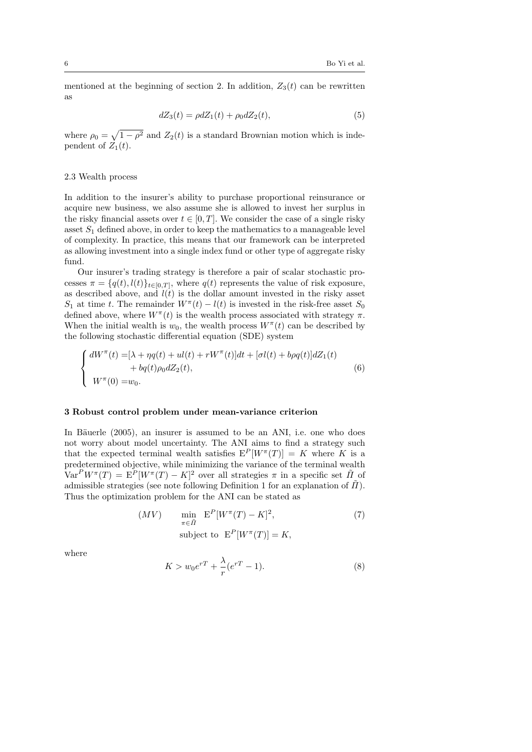mentioned at the beginning of section 2. In addition, $Z_3(t)$ can be rewritten as

$$dZ_3(t) = \rho dZ_1(t) + \rho_0 dZ_2(t), \tag{5}$$

where $\rho_0 = \sqrt{1-\rho^2}$ and $Z_2(t)$ is a standard Brownian motion which is independent of $Z_1(t)$.

### 2.3 Wealth process

In addition to the insurer's ability to purchase proportional reinsurance or acquire new business, we also assume she is allowed to invest her surplus in the risky financial assets over $t \in [0, T]$. We consider the case of a single risky asset $S_1$ defined above, in order to keep the mathematics to a manageable level of complexity. In practice, this means that our framework can be interpreted as allowing investment into a single index fund or other type of aggregate risky fund.

Our insurer's trading strategy is therefore a pair of scalar stochastic processes $\pi = \{q(t), l(t)\}_{t\in[0,T]}$, where $q(t)$ represents the value of risk exposure, as described above, and $l(t)$ is the dollar amount invested in the risky asset $S_1$ at time $t$. The remainder $W^\pi(t) - l(t)$ is invested in the risk-free asset $S_0$ defined above, where $W^\pi(t)$ is the wealth process associated with strategy $\pi$. When the initial wealth is $w_0$, the wealth process $W^\pi(t)$ can be described by the following stochastic differential equation (SDE) system

$$\begin{cases} dW^\pi(t) = [\lambda + \eta q(t) + ul(t) + rW^\pi(t)]dt + [\sigma l(t) + b\rho q(t)]dZ_1(t) \\ \qquad\qquad + bq(t)\rho_0 dZ_2(t), \\ W^\pi(0) = w_0. \end{cases} \tag{6}$$

## 3 Robust control problem under mean-variance criterion

In Bäuerle (2005), an insurer is assumed to be an ANI, i.e. one who does not worry about model uncertainty. The ANI aims to find a strategy such that the expected terminal wealth satisfies $\mathrm{E}^P[W^\pi(T)] = K$ where $K$ is a predetermined objective, while minimizing the variance of the terminal wealth $\mathrm{Var}^P W^\pi(T) = \mathrm{E}^P[W^\pi(T) - K]^2$ over all strategies $\pi$ in a specific set $\tilde{\Pi}$ of admissible strategies (see note following Definition 1 for an explanation of $\tilde{\Pi}$). Thus the optimization problem for the ANI can be stated as

$$(MV) \qquad \min_{\pi\in\tilde{\Pi}} \ \mathrm{E}^P[W^\pi(T) - K]^2, \tag{7}$$
$$\text{subject to } \ \mathrm{E}^P[W^\pi(T)] = K,$$

where

$$K > w_0 e^{rT} + \frac{\lambda}{r}(e^{rT} - 1). \tag{8}$$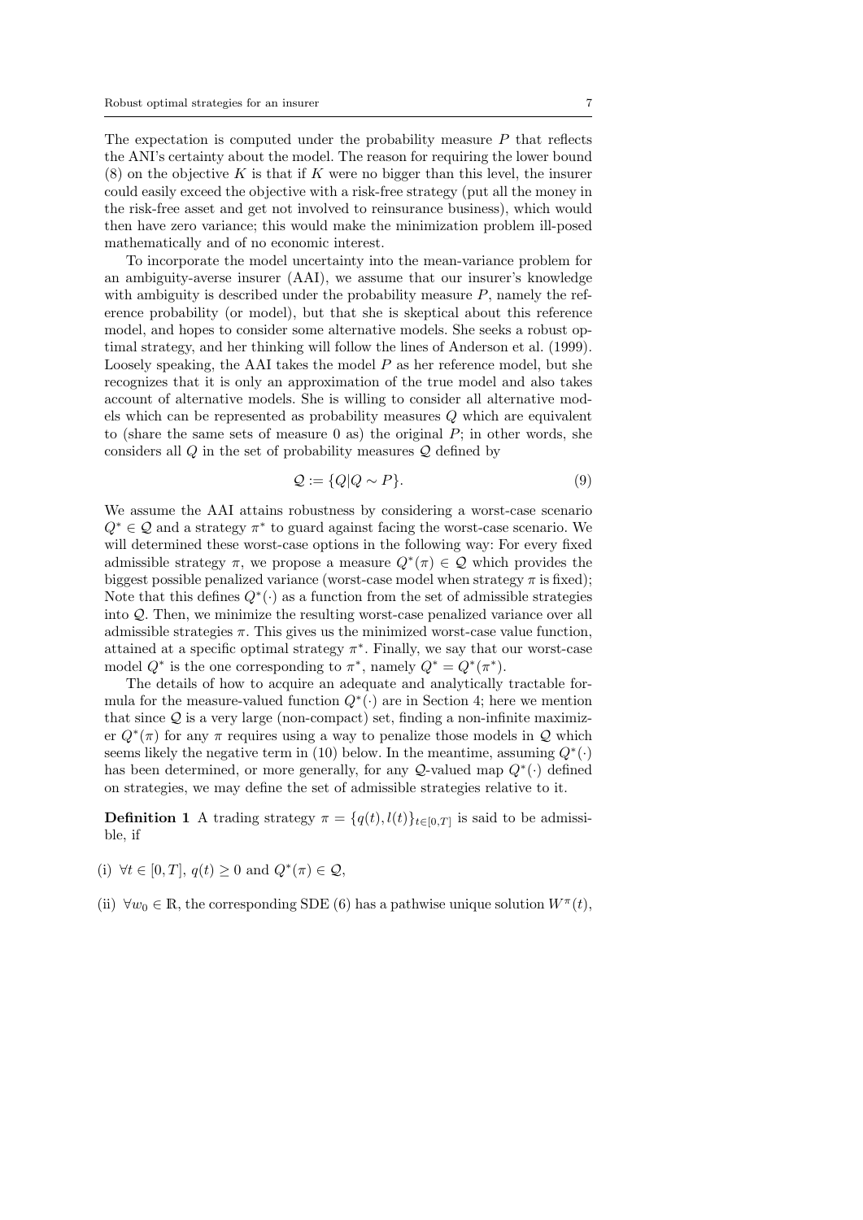The expectation is computed under the probability measure $P$ that reflects the ANI's certainty about the model. The reason for requiring the lower bound (8) on the objective $K$ is that if $K$ were no bigger than this level, the insurer could easily exceed the objective with a risk-free strategy (put all the money in the risk-free asset and get not involved to reinsurance business), which would then have zero variance; this would make the minimization problem ill-posed mathematically and of no economic interest.

To incorporate the model uncertainty into the mean-variance problem for an ambiguity-averse insurer (AAI), we assume that our insurer's knowledge with ambiguity is described under the probability measure $P$, namely the reference probability (or model), but that she is skeptical about this reference model, and hopes to consider some alternative models. She seeks a robust optimal strategy, and her thinking will follow the lines of Anderson et al. (1999). Loosely speaking, the AAI takes the model $P$ as her reference model, but she recognizes that it is only an approximation of the true model and also takes account of alternative models. She is willing to consider all alternative models which can be represented as probability measures $Q$ which are equivalent to (share the same sets of measure 0 as) the original $P$; in other words, she considers all $Q$ in the set of probability measures $\mathcal{Q}$ defined by

$$\mathcal{Q} := \{Q | Q \sim P\}. \tag{9}$$

We assume the AAI attains robustness by considering a worst-case scenario $Q^* \in \mathcal{Q}$ and a strategy $\pi^*$ to guard against facing the worst-case scenario. We will determined these worst-case options in the following way: For every fixed admissible strategy $\pi$, we propose a measure $Q^*(\pi) \in \mathcal{Q}$ which provides the biggest possible penalized variance (worst-case model when strategy $\pi$ is fixed); Note that this defines $Q^*(\cdot)$ as a function from the set of admissible strategies into $\mathcal{Q}$. Then, we minimize the resulting worst-case penalized variance over all admissible strategies $\pi$. This gives us the minimized worst-case value function, attained at a specific optimal strategy $\pi^*$. Finally, we say that our worst-case model $Q^*$ is the one corresponding to $\pi^*$, namely $Q^* = Q^*(\pi^*)$.

The details of how to acquire an adequate and analytically tractable formula for the measure-valued function $Q^*(\cdot)$ are in Section 4; here we mention that since $\mathcal{Q}$ is a very large (non-compact) set, finding a non-infinite maximizer $Q^*(\pi)$ for any $\pi$ requires using a way to penalize those models in $\mathcal{Q}$ which seems likely the negative term in (10) below. In the meantime, assuming $Q^*(\cdot)$ has been determined, or more generally, for any $\mathcal{Q}$-valued map $Q^*(\cdot)$ defined on strategies, we may define the set of admissible strategies relative to it.

**Definition 1** A trading strategy $\pi = \{q(t), l(t)\}_{t \in [0,T]}$ is said to be admissible, if

(i) $\forall t \in [0, T]$, $q(t) \geq 0$ and $Q^*(\pi) \in \mathcal{Q}$,

(ii) $\forall w_0 \in \mathbb{R}$, the corresponding SDE (6) has a pathwise unique solution $W^\pi(t)$,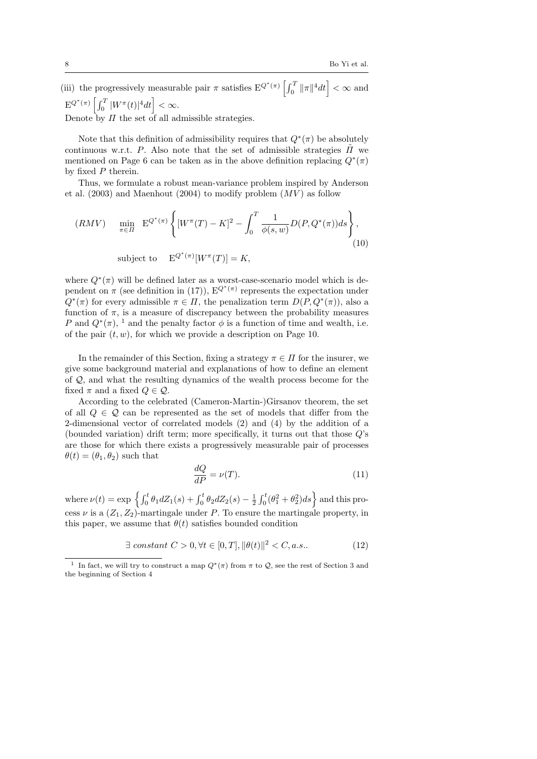(iii) the progressively measurable pair $\pi$ satisfies $\mathrm{E}^{Q^*(\pi)}\left[\int_0^T \|\pi\|^4 dt\right] < \infty$ and $\mathrm{E}^{Q^*(\pi)}\left[\int_0^T |W^\pi(t)|^4 dt\right] < \infty$.

Denote by $\Pi$ the set of all admissible strategies.

Note that this definition of admissibility requires that $Q^*(\pi)$ be absolutely continuous w.r.t. $P$. Also note that the set of admissible strategies $\tilde{\Pi}$ we mentioned on Page 6 can be taken as in the above definition replacing $Q^*(\pi)$ by fixed $P$ therein.

Thus, we formulate a robust mean-variance problem inspired by Anderson et al. (2003) and Maenhout (2004) to modify problem $(MV)$ as follow

$$
(RMV) \quad \min_{\pi \in \Pi} \ \mathrm{E}^{Q^*(\pi)}\left\{ [W^\pi(T) - K]^2 - \int_0^T \frac{1}{\phi(s,w)} D(P, Q^*(\pi)) ds \right\}, \tag{10}
$$

$$
\text{subject to} \quad \mathrm{E}^{Q^*(\pi)}[W^\pi(T)] = K,
$$

where $Q^*(\pi)$ will be defined later as a worst-case-scenario model which is dependent on $\pi$ (see definition in (17)), $\mathrm{E}^{Q^*(\pi)}$ represents the expectation under $Q^*(\pi)$ for every admissible $\pi \in \Pi$, the penalization term $D(P, Q^*(\pi))$, also a function of $\pi$, is a measure of discrepancy between the probability measures $P$ and $Q^*(\pi)$, [1] and the penalty factor $\phi$ is a function of time and wealth, i.e. of the pair $(t, w)$, for which we provide a description on Page 10.

In the remainder of this Section, fixing a strategy $\pi \in \Pi$ for the insurer, we give some background material and explanations of how to define an element of $\mathcal{Q}$, and what the resulting dynamics of the wealth process become for the fixed $\pi$ and a fixed $Q \in \mathcal{Q}$.

According to the celebrated (Cameron-Martin-)Girsanov theorem, the set of all $Q \in \mathcal{Q}$ can be represented as the set of models that differ from the 2-dimensional vector of correlated models (2) and (4) by the addition of a (bounded variation) drift term; more specifically, it turns out that those $Q$'s are those for which there exists a progressively measurable pair of processes $\theta(t) = (\theta_1, \theta_2)$ such that

$$
\frac{dQ}{dP} = \nu(T). \tag{11}
$$

where $\nu(t) = \exp\left\{\int_0^t \theta_1 dZ_1(s) + \int_0^t \theta_2 dZ_2(s) - \frac{1}{2}\int_0^t (\theta_1^2 + \theta_2^2) ds\right\}$ and this process $\nu$ is a $(Z_1, Z_2)$-martingale under $P$. To ensure the martingale property, in this paper, we assume that $\theta(t)$ satisfies bounded condition

$$
\exists \ constant \ C > 0, \forall t \in [0,T], \|\theta(t)\|^2 < C, a.s.. \tag{12}
$$

[1] In fact, we will try to construct a map $Q^*(\pi)$ from $\pi$ to $\mathcal{Q}$, see the rest of Section 3 and the beginning of Section 4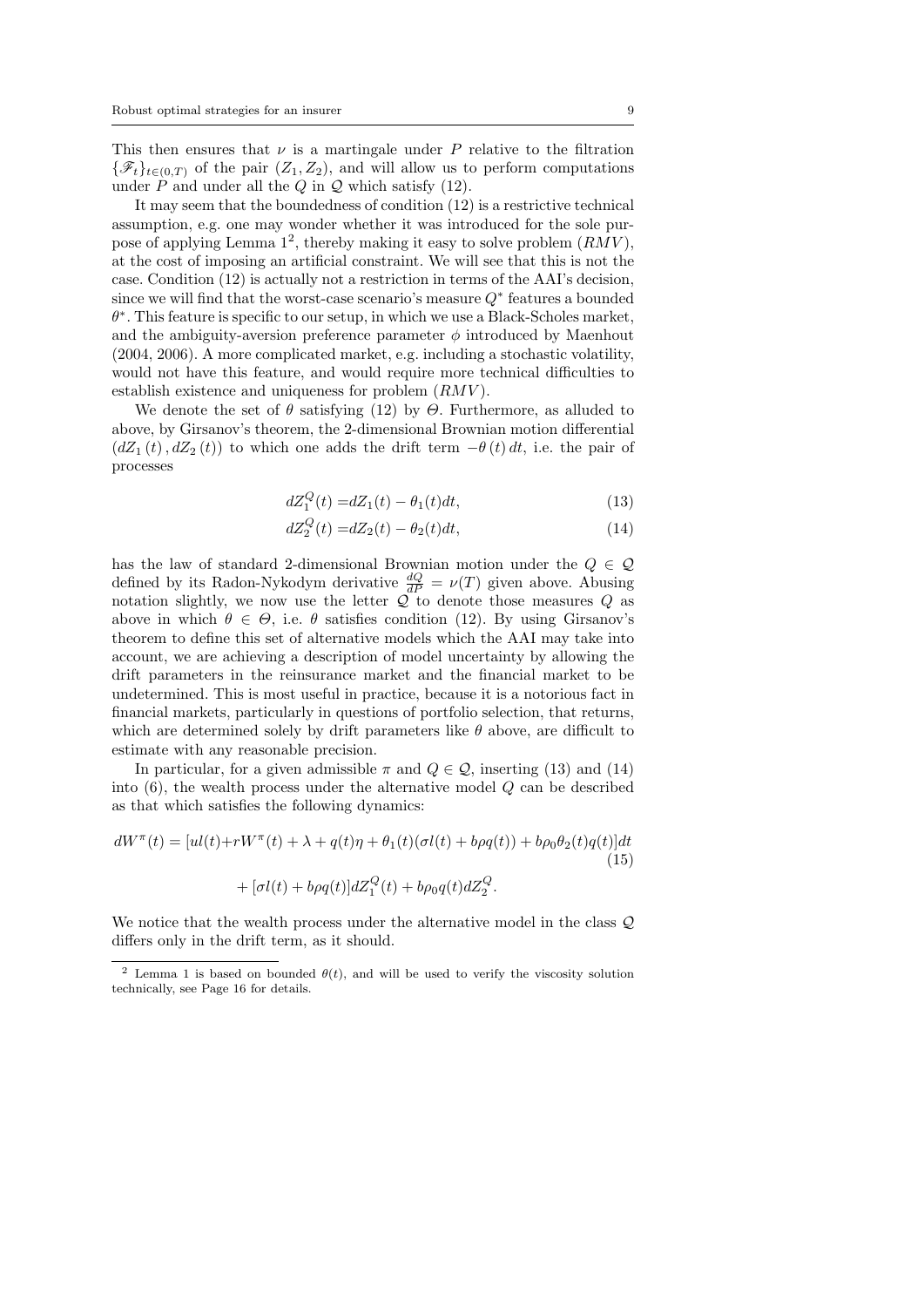This then ensures that $\nu$ is a martingale under $P$ relative to the filtration $\{\mathscr{F}_t\}_{t\in(0,T)}$ of the pair $(Z_1, Z_2)$, and will allow us to perform computations under $P$ and under all the $Q$ in $\mathcal{Q}$ which satisfy (12).

It may seem that the boundedness of condition (12) is a restrictive technical assumption, e.g. one may wonder whether it was introduced for the sole purpose of applying Lemma 1[2], thereby making it easy to solve problem $(RMV)$, at the cost of imposing an artificial constraint. We will see that this is not the case. Condition (12) is actually not a restriction in terms of the AAI's decision, since we will find that the worst-case scenario's measure $Q^*$ features a bounded $\theta^*$. This feature is specific to our setup, in which we use a Black-Scholes market, and the ambiguity-aversion preference parameter $\phi$ introduced by Maenhout (2004, 2006). A more complicated market, e.g. including a stochastic volatility, would not have this feature, and would require more technical difficulties to establish existence and uniqueness for problem $(RMV)$.

We denote the set of $\theta$ satisfying (12) by $\Theta$. Furthermore, as alluded to above, by Girsanov's theorem, the 2-dimensional Brownian motion differential $(dZ_1(t), dZ_2(t))$ to which one adds the drift term $-\theta(t)\,dt$, i.e. the pair of processes

$$dZ_1^Q(t) = dZ_1(t) - \theta_1(t)dt, \tag{13}$$

$$dZ_2^Q(t) = dZ_2(t) - \theta_2(t)dt, \tag{14}$$

has the law of standard 2-dimensional Brownian motion under the $Q \in \mathcal{Q}$ defined by its Radon-Nykodym derivative $\frac{dQ}{dP} = \nu(T)$ given above. Abusing notation slightly, we now use the letter $\mathcal{Q}$ to denote those measures $Q$ as above in which $\theta \in \Theta$, i.e. $\theta$ satisfies condition (12). By using Girsanov's theorem to define this set of alternative models which the AAI may take into account, we are achieving a description of model uncertainty by allowing the drift parameters in the reinsurance market and the financial market to be undetermined. This is most useful in practice, because it is a notorious fact in financial markets, particularly in questions of portfolio selection, that returns, which are determined solely by drift parameters like $\theta$ above, are difficult to estimate with any reasonable precision.

In particular, for a given admissible $\pi$ and $Q \in \mathcal{Q}$, inserting (13) and (14) into (6), the wealth process under the alternative model $Q$ can be described as that which satisfies the following dynamics:

$$\begin{aligned} dW^\pi(t) = [ul(t) + rW^\pi(t) + \lambda + q(t)\eta + \theta_1(t)(\sigma l(t) + b\rho q(t)) + b\rho_0\theta_2(t)q(t)]dt \\ + [\sigma l(t) + b\rho q(t)]dZ_1^Q(t) + b\rho_0 q(t)dZ_2^Q. \end{aligned} \tag{15}$$

We notice that the wealth process under the alternative model in the class $\mathcal{Q}$ differs only in the drift term, as it should.

---

[2] Lemma 1 is based on bounded $\theta(t)$, and will be used to verify the viscosity solution technically, see Page 16 for details.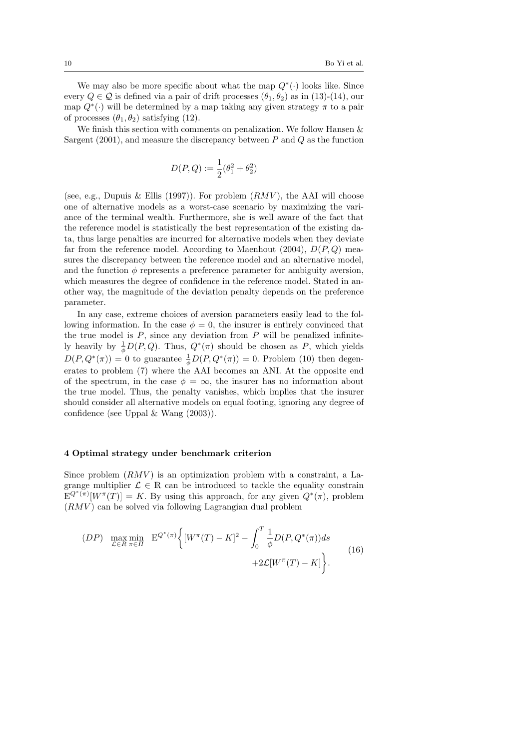We may also be more specific about what the map $Q^*(\cdot)$ looks like. Since every $Q \in \mathcal{Q}$ is defined via a pair of drift processes $(\theta_1, \theta_2)$ as in (13)-(14), our map $Q^*(\cdot)$ will be determined by a map taking any given strategy $\pi$ to a pair of processes $(\theta_1, \theta_2)$ satisfying (12).

We finish this section with comments on penalization. We follow Hansen & Sargent (2001), and measure the discrepancy between $P$ and $Q$ as the function

$$D(P, Q) := \frac{1}{2}(\theta_1^2 + \theta_2^2)$$

(see, e.g., Dupuis & Ellis (1997)). For problem $(RMV)$, the AAI will choose one of alternative models as a worst-case scenario by maximizing the variance of the terminal wealth. Furthermore, she is well aware of the fact that the reference model is statistically the best representation of the existing data, thus large penalties are incurred for alternative models when they deviate far from the reference model. According to Maenhout (2004), $D(P, Q)$ measures the discrepancy between the reference model and an alternative model, and the function $\phi$ represents a preference parameter for ambiguity aversion, which measures the degree of confidence in the reference model. Stated in another way, the magnitude of the deviation penalty depends on the preference parameter.

In any case, extreme choices of aversion parameters easily lead to the following information. In the case $\phi = 0$, the insurer is entirely convinced that the true model is $P$, since any deviation from $P$ will be penalized infinitely heavily by $\frac{1}{\phi}D(P, Q)$. Thus, $Q^*(\pi)$ should be chosen as $P$, which yields $D(P, Q^*(\pi)) = 0$ to guarantee $\frac{1}{\phi}D(P, Q^*(\pi)) = 0$. Problem (10) then degenerates to problem (7) where the AAI becomes an ANI. At the opposite end of the spectrum, in the case $\phi = \infty$, the insurer has no information about the true model. Thus, the penalty vanishes, which implies that the insurer should consider all alternative models on equal footing, ignoring any degree of confidence (see Uppal & Wang (2003)).

## 4 Optimal strategy under benchmark criterion

Since problem $(RMV)$ is an optimization problem with a constraint, a Lagrange multiplier $\mathcal{L} \in \mathbb{R}$ can be introduced to tackle the equality constrain $\mathrm{E}^{Q^*(\pi)}[W^\pi(T)] = K$. By using this approach, for any given $Q^*(\pi)$, problem $(RMV)$ can be solved via following Lagrangian dual problem

$$(DP) \quad \max_{\mathcal{L} \in R} \min_{\pi \in \Pi} \quad \mathrm{E}^{Q^*(\pi)} \bigg\{ [W^\pi(T) - K]^2 - \int_0^T \frac{1}{\phi} D(P, Q^*(\pi)) ds \\ + 2\mathcal{L}[W^\pi(T) - K] \bigg\}. \tag{16}$$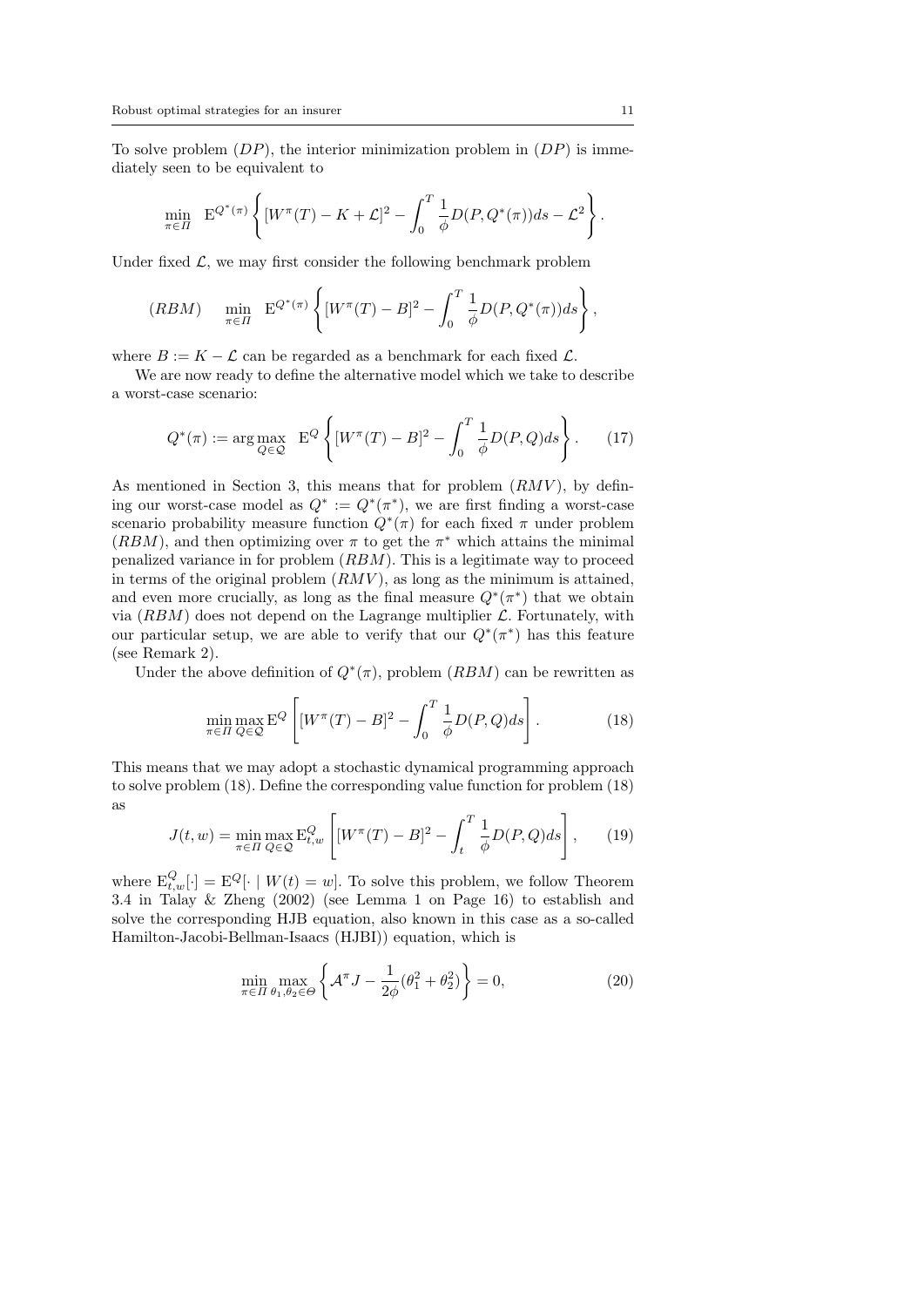To solve problem $(DP)$, the interior minimization problem in $(DP)$ is immediately seen to be equivalent to

$$\min_{\pi\in\Pi} \quad \mathrm{E}^{Q^*(\pi)}\left\{[W^\pi(T)-K+\mathcal{L}]^2-\int_0^T\frac{1}{\phi}D(P,Q^*(\pi))ds-\mathcal{L}^2\right\}.$$

Under fixed $\mathcal{L}$, we may first consider the following benchmark problem

$$(RBM) \quad \min_{\pi\in\Pi} \quad \mathrm{E}^{Q^*(\pi)}\left\{[W^\pi(T)-B]^2-\int_0^T\frac{1}{\phi}D(P,Q^*(\pi))ds\right\},$$

where $B:=K-\mathcal{L}$ can be regarded as a benchmark for each fixed $\mathcal{L}$.

We are now ready to define the alternative model which we take to describe a worst-case scenario:

$$Q^*(\pi):=\arg\max_{Q\in\mathcal{Q}} \quad \mathrm{E}^{Q}\left\{[W^\pi(T)-B]^2-\int_0^T\frac{1}{\phi}D(P,Q)ds\right\}. \tag{17}$$

As mentioned in Section 3, this means that for problem $(RMV)$, by defining our worst-case model as $Q^*:=Q^*(\pi^*)$, we are first finding a worst-case scenario probability measure function $Q^*(\pi)$ for each fixed $\pi$ under problem $(RBM)$, and then optimizing over $\pi$ to get the $\pi^*$ which attains the minimal penalized variance in for problem $(RBM)$. This is a legitimate way to proceed in terms of the original problem $(RMV)$, as long as the minimum is attained, and even more crucially, as long as the final measure $Q^*(\pi^*)$ that we obtain via $(RBM)$ does not depend on the Lagrange multiplier $\mathcal{L}$. Fortunately, with our particular setup, we are able to verify that our $Q^*(\pi^*)$ has this feature (see Remark 2).

Under the above definition of $Q^*(\pi)$, problem $(RBM)$ can be rewritten as

$$\min_{\pi\in\Pi}\max_{Q\in\mathcal{Q}}\mathrm{E}^Q\left[[W^\pi(T)-B]^2-\int_0^T\frac{1}{\phi}D(P,Q)ds\right]. \tag{18}$$

This means that we may adopt a stochastic dynamical programming approach to solve problem (18). Define the corresponding value function for problem (18) as

$$J(t,w)=\min_{\pi\in\Pi}\max_{Q\in\mathcal{Q}}\mathrm{E}^Q_{t,w}\left[[W^\pi(T)-B]^2-\int_t^T\frac{1}{\phi}D(P,Q)ds\right], \tag{19}$$

where $\mathrm{E}^Q_{t,w}[\cdot]=\mathrm{E}^Q[\cdot\mid W(t)=w]$. To solve this problem, we follow Theorem 3.4 in Talay & Zheng (2002) (see Lemma 1 on Page 16) to establish and solve the corresponding HJB equation, also known in this case as a so-called Hamilton-Jacobi-Bellman-Isaacs (HJBI)) equation, which is

$$\min_{\pi\in\Pi}\max_{\theta_1,\theta_2\in\Theta}\left\{\mathcal{A}^\pi J-\frac{1}{2\phi}(\theta_1^2+\theta_2^2)\right\}=0, \tag{20}$$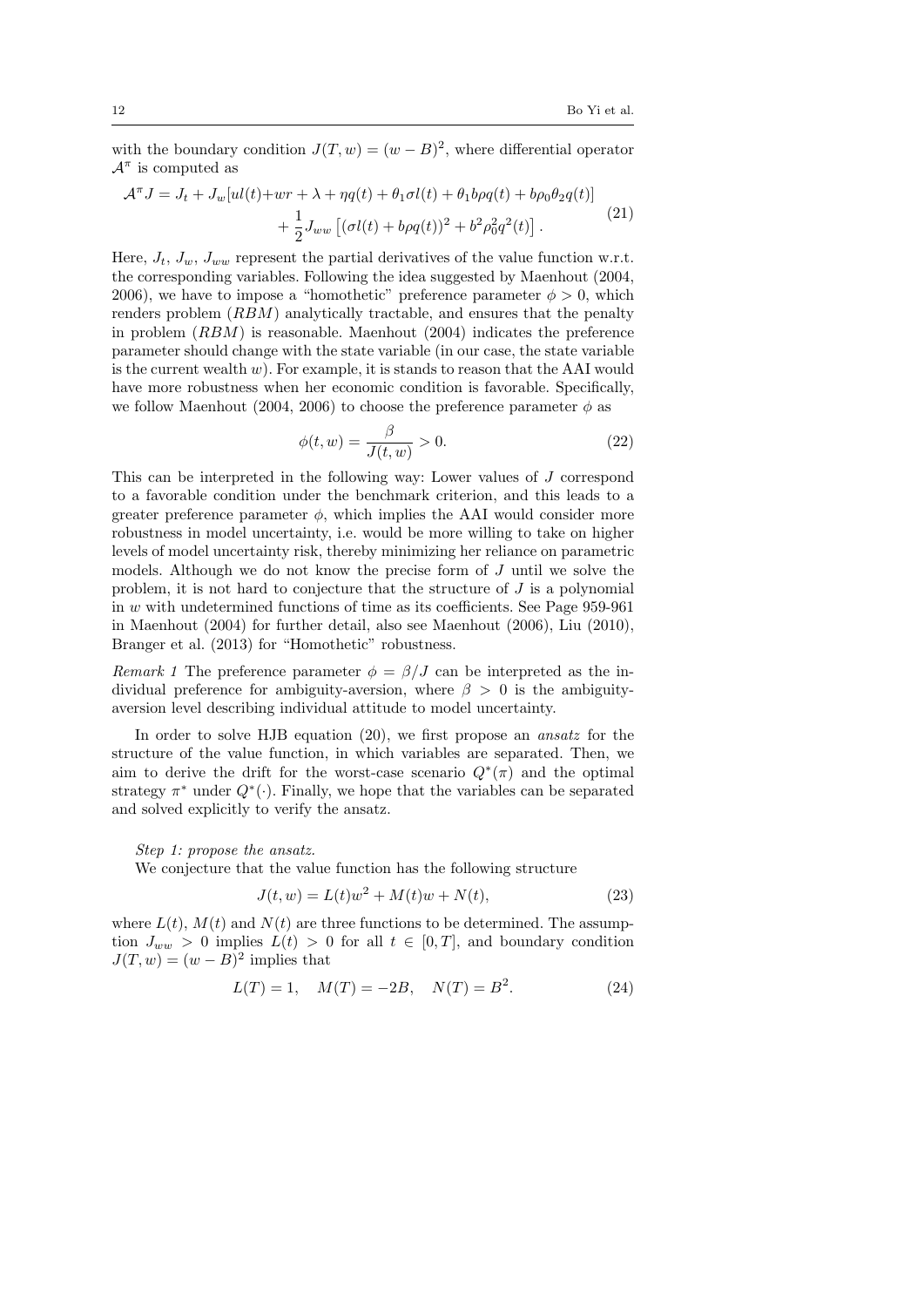with the boundary condition $J(T, w) = (w - B)^2$, where differential operator $\mathcal{A}^\pi$ is computed as

$$
\begin{aligned}
\mathcal{A}^\pi J = J_t + J_w[ul(t) + wr + \lambda + \eta q(t) + \theta_1 \sigma l(t) + \theta_1 b \rho q(t) + b \rho_0 \theta_2 q(t)] \\
+ \frac{1}{2} J_{ww} \left[ (\sigma l(t) + b \rho q(t))^2 + b^2 \rho_0^2 q^2(t) \right].
\end{aligned} \tag{21}
$$

Here, $J_t$, $J_w$, $J_{ww}$ represent the partial derivatives of the value function w.r.t. the corresponding variables. Following the idea suggested by Maenhout (2004, 2006), we have to impose a "homothetic" preference parameter $\phi > 0$, which renders problem $(RBM)$ analytically tractable, and ensures that the penalty in problem $(RBM)$ is reasonable. Maenhout (2004) indicates the preference parameter should change with the state variable (in our case, the state variable is the current wealth $w$). For example, it is stands to reason that the AAI would have more robustness when her economic condition is favorable. Specifically, we follow Maenhout (2004, 2006) to choose the preference parameter $\phi$ as

$$
\phi(t, w) = \frac{\beta}{J(t, w)} > 0. \tag{22}
$$

This can be interpreted in the following way: Lower values of $J$ correspond to a favorable condition under the benchmark criterion, and this leads to a greater preference parameter $\phi$, which implies the AAI would consider more robustness in model uncertainty, i.e. would be more willing to take on higher levels of model uncertainty risk, thereby minimizing her reliance on parametric models. Although we do not know the precise form of $J$ until we solve the problem, it is not hard to conjecture that the structure of $J$ is a polynomial in $w$ with undetermined functions of time as its coefficients. See Page 959-961 in Maenhout (2004) for further detail, also see Maenhout (2006), Liu (2010), Branger et al. (2013) for "Homothetic" robustness.

*Remark 1* The preference parameter $\phi = \beta/J$ can be interpreted as the individual preference for ambiguity-aversion, where $\beta > 0$ is the ambiguity-aversion level describing individual attitude to model uncertainty.

In order to solve HJB equation (20), we first propose an *ansatz* for the structure of the value function, in which variables are separated. Then, we aim to derive the drift for the worst-case scenario $Q^*(\pi)$ and the optimal strategy $\pi^*$ under $Q^*(\cdot)$. Finally, we hope that the variables can be separated and solved explicitly to verify the ansatz.

*Step 1: propose the ansatz.*

We conjecture that the value function has the following structure

$$
J(t, w) = L(t)w^2 + M(t)w + N(t), \tag{23}
$$

where $L(t)$, $M(t)$ and $N(t)$ are three functions to be determined. The assumption $J_{ww} > 0$ implies $L(t) > 0$ for all $t \in [0, T]$, and boundary condition $J(T, w) = (w - B)^2$ implies that

$$
L(T) = 1, \quad M(T) = -2B, \quad N(T) = B^2. \tag{24}
$$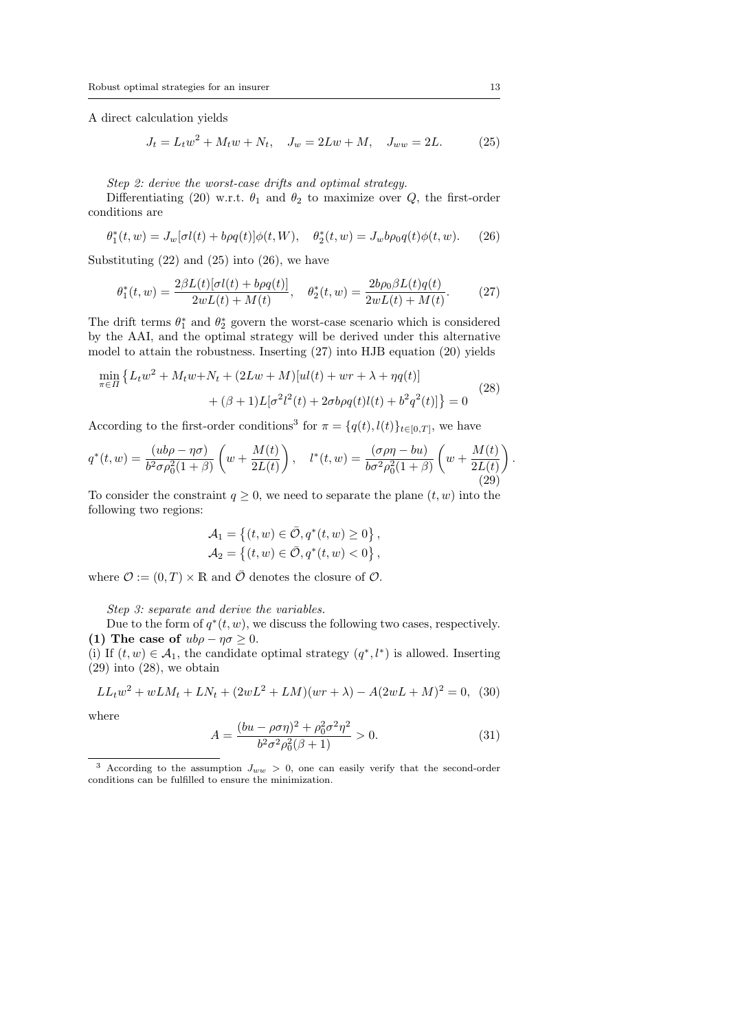A direct calculation yields

$$J_t = L_t w^2 + M_t w + N_t, \quad J_w = 2Lw + M, \quad J_{ww} = 2L. \tag{25}$$

*Step 2: derive the worst-case drifts and optimal strategy.*

Differentiating (20) w.r.t. $\theta_1$ and $\theta_2$ to maximize over $Q$, the first-order conditions are

$$\theta_1^*(t,w) = J_w[\sigma l(t) + b\rho q(t)]\phi(t,W), \quad \theta_2^*(t,w) = J_w b\rho_0 q(t)\phi(t,w). \tag{26}$$

Substituting (22) and (25) into (26), we have

$$\theta_1^*(t,w) = \frac{2\beta L(t)[\sigma l(t) + b\rho q(t)]}{2wL(t) + M(t)}, \quad \theta_2^*(t,w) = \frac{2b\rho_0 \beta L(t) q(t)}{2wL(t) + M(t)}. \tag{27}$$

The drift terms $\theta_1^*$ and $\theta_2^*$ govern the worst-case scenario which is considered by the AAI, and the optimal strategy will be derived under this alternative model to attain the robustness. Inserting (27) into HJB equation (20) yields

$$\begin{aligned}\min_{\pi\in\Pi} \big\{ L_t w^2 + M_t w + N_t &+ (2Lw + M)[ul(t) + wr + \lambda + \eta q(t)] \\ &+ (\beta+1)L[\sigma^2 l^2(t) + 2\sigma b\rho q(t) l(t) + b^2 q^2(t)] \big\} = 0\end{aligned} \tag{28}$$

According to the first-order conditions[3] for $\pi = \{q(t), l(t)\}_{t\in[0,T]}$, we have

$$q^*(t,w) = \frac{(ub\rho - \eta\sigma)}{b^2\sigma\rho_0^2(1+\beta)}\left(w + \frac{M(t)}{2L(t)}\right), \quad l^*(t,w) = \frac{(\sigma\rho\eta - bu)}{b\sigma^2\rho_0^2(1+\beta)}\left(w + \frac{M(t)}{2L(t)}\right). \tag{29}$$

To consider the constraint $q \geq 0$, we need to separate the plane $(t,w)$ into the following two regions:

$$\mathcal{A}_1 = \left\{(t,w) \in \bar{\mathcal{O}}, q^*(t,w) \geq 0\right\},$$
$$\mathcal{A}_2 = \left\{(t,w) \in \bar{\mathcal{O}}, q^*(t,w) < 0\right\},$$

where $\mathcal{O} := (0,T) \times \mathbb{R}$ and $\bar{\mathcal{O}}$ denotes the closure of $\mathcal{O}$.

*Step 3: separate and derive the variables.*

Due to the form of $q^*(t,w)$, we discuss the following two cases, respectively.

**(1) The case of** $ub\rho - \eta\sigma \geq 0$.

(i) If $(t,w) \in \mathcal{A}_1$, the candidate optimal strategy $(q^*, l^*)$ is allowed. Inserting (29) into (28), we obtain

$$LL_t w^2 + wLM_t + LN_t + (2wL^2 + LM)(wr + \lambda) - A(2wL + M)^2 = 0, \tag{30}$$

where

$$A = \frac{(bu - \rho\sigma\eta)^2 + \rho_0^2\sigma^2\eta^2}{b^2\sigma^2\rho_0^2(\beta+1)} > 0. \tag{31}$$

---

[3] According to the assumption $J_{ww} > 0$, one can easily verify that the second-order conditions can be fulfilled to ensure the minimization.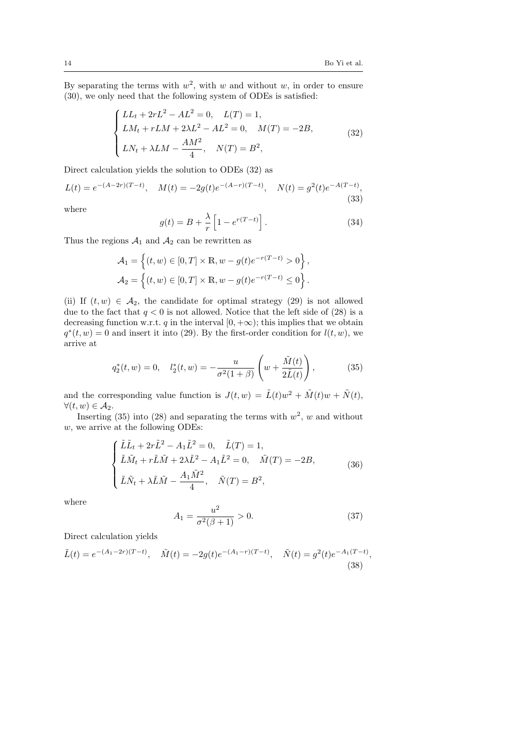By separating the terms with $w^2$, with $w$ and without $w$, in order to ensure (30), we only need that the following system of ODEs is satisfied:

$$
\begin{cases}
LL_t + 2rL^2 - AL^2 = 0, \quad L(T) = 1, \\
LM_t + rLM + 2\lambda L^2 - AL^2 = 0, \quad M(T) = -2B, \\
LN_t + \lambda LM - \dfrac{AM^2}{4}, \quad N(T) = B^2,
\end{cases}
\tag{32}
$$

Direct calculation yields the solution to ODEs (32) as

$$
L(t) = e^{-(A-2r)(T-t)}, \quad M(t) = -2g(t)e^{-(A-r)(T-t)}, \quad N(t) = g^2(t)e^{-A(T-t)},
\tag{33}
$$

where

$$
g(t) = B + \frac{\lambda}{r}\left[1 - e^{r(T-t)}\right].
\tag{34}
$$

Thus the regions $\mathcal{A}_1$ and $\mathcal{A}_2$ can be rewritten as

$$
\mathcal{A}_1 = \left\{(t, w) \in [0, T] \times \mathbb{R}, w - g(t)e^{-r(T-t)} > 0\right\},
$$
$$
\mathcal{A}_2 = \left\{(t, w) \in [0, T] \times \mathbb{R}, w - g(t)e^{-r(T-t)} \leq 0\right\}.
$$

(ii) If $(t, w) \in \mathcal{A}_2$, the candidate for optimal strategy (29) is not allowed due to the fact that $q < 0$ is not allowed. Notice that the left side of (28) is a decreasing function w.r.t. $q$ in the interval $[0, +\infty)$; this implies that we obtain $q^*(t, w) = 0$ and insert it into (29). By the first-order condition for $l(t, w)$, we arrive at

$$
q_2^*(t, w) = 0, \quad l_2^*(t, w) = -\frac{u}{\sigma^2(1+\beta)}\left(w + \frac{\tilde{M}(t)}{2\tilde{L}(t)}\right),
\tag{35}
$$

and the corresponding value function is $J(t, w) = \tilde{L}(t)w^2 + \tilde{M}(t)w + \tilde{N}(t)$, $\forall (t, w) \in \mathcal{A}_2$.

Inserting (35) into (28) and separating the terms with $w^2$, $w$ and without $w$, we arrive at the following ODEs:

$$
\begin{cases}
\tilde{L}\tilde{L}_t + 2r\tilde{L}^2 - A_1\tilde{L}^2 = 0, \quad \tilde{L}(T) = 1, \\
\tilde{L}\tilde{M}_t + r\tilde{L}\tilde{M} + 2\lambda\tilde{L}^2 - A_1\tilde{L}^2 = 0, \quad \tilde{M}(T) = -2B, \\
\tilde{L}\tilde{N}_t + \lambda\tilde{L}\tilde{M} - \dfrac{A_1\tilde{M}^2}{4}, \quad \tilde{N}(T) = B^2,
\end{cases}
\tag{36}
$$

where

$$
A_1 = \frac{u^2}{\sigma^2(\beta+1)} > 0.
\tag{37}
$$

Direct calculation yields

$$
\tilde{L}(t) = e^{-(A_1-2r)(T-t)}, \quad \tilde{M}(t) = -2g(t)e^{-(A_1-r)(T-t)}, \quad \tilde{N}(t) = g^2(t)e^{-A_1(T-t)},
\tag{38}
$$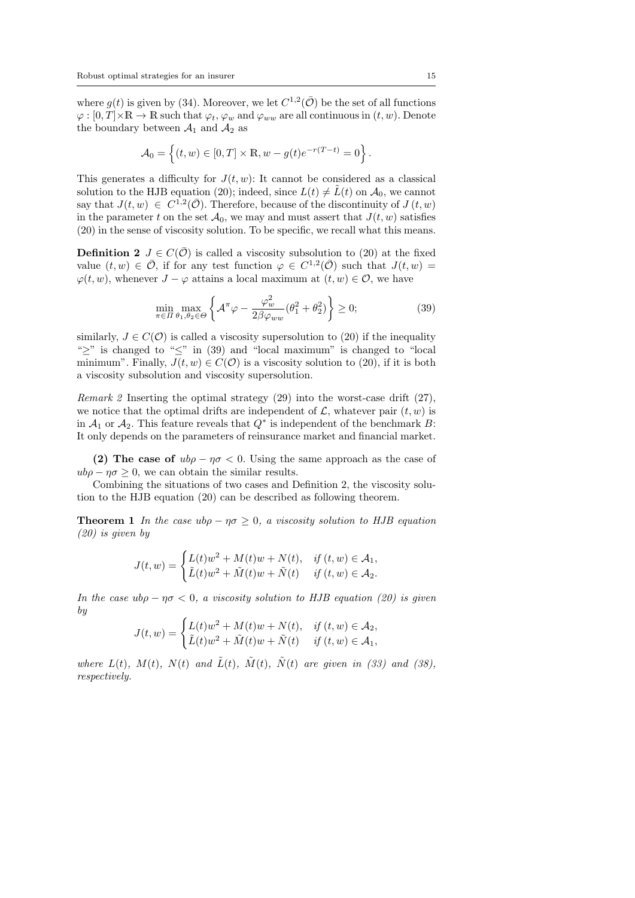where $g(t)$ is given by (34). Moreover, we let $C^{1,2}(\bar{\mathcal{O}})$ be the set of all functions $\varphi : [0,T]\times\mathbb{R} \to \mathbb{R}$ such that $\varphi_t$, $\varphi_w$ and $\varphi_{ww}$ are all continuous in $(t,w)$. Denote the boundary between $\mathcal{A}_1$ and $\mathcal{A}_2$ as

$$\mathcal{A}_0 = \left\{(t,w) \in [0,T] \times \mathbb{R},\, w - g(t)e^{-r(T-t)} = 0\right\}.$$

This generates a difficulty for $J(t,w)$: It cannot be considered as a classical solution to the HJB equation (20); indeed, since $L(t) \neq \tilde{L}(t)$ on $\mathcal{A}_0$, we cannot say that $J(t,w) \in C^{1,2}(\bar{\mathcal{O}})$. Therefore, because of the discontinuity of $J(t,w)$ in the parameter $t$ on the set $\mathcal{A}_0$, we may and must assert that $J(t,w)$ satisfies (20) in the sense of viscosity solution. To be specific, we recall what this means.

**Definition 2** $J \in C(\bar{\mathcal{O}})$ is called a viscosity subsolution to (20) at the fixed value $(t,w) \in \bar{\mathcal{O}}$, if for any test function $\varphi \in C^{1,2}(\bar{\mathcal{O}})$ such that $J(t,w) = \varphi(t,w)$, whenever $J - \varphi$ attains a local maximum at $(t,w) \in \mathcal{O}$, we have

$$\min_{\pi\in\Pi}\max_{\theta_1,\theta_2\in\Theta}\left\{\mathcal{A}^{\pi}\varphi - \frac{\varphi_w^2}{2\beta\varphi_{ww}}(\theta_1^2+\theta_2^2)\right\} \geq 0; \tag{39}$$

similarly, $J \in C(\mathcal{O})$ is called a viscosity supersolution to (20) if the inequality "$\geq$" is changed to "$\leq$" in (39) and "local maximum" is changed to "local minimum". Finally, $J(t,w) \in C(\mathcal{O})$ is a viscosity solution to (20), if it is both a viscosity subsolution and viscosity supersolution.

*Remark 2* Inserting the optimal strategy (29) into the worst-case drift (27), we notice that the optimal drifts are independent of $\mathcal{L}$, whatever pair $(t,w)$ is in $\mathcal{A}_1$ or $\mathcal{A}_2$. This feature reveals that $Q^*$ is independent of the benchmark $B$: It only depends on the parameters of reinsurance market and financial market.

**(2) The case of** $ub\rho - \eta\sigma < 0$. Using the same approach as the case of $ub\rho - \eta\sigma \geq 0$, we can obtain the similar results.

Combining the situations of two cases and Definition 2, the viscosity solution to the HJB equation (20) can be described as following theorem.

**Theorem 1** *In the case $ub\rho - \eta\sigma \geq 0$, a viscosity solution to HJB equation (20) is given by*

$$J(t,w) = \begin{cases} L(t)w^2 + M(t)w + N(t), & \text{if } (t,w) \in \mathcal{A}_1, \\ \tilde{L}(t)w^2 + \tilde{M}(t)w + \tilde{N}(t) & \text{if } (t,w) \in \mathcal{A}_2. \end{cases}$$

*In the case $ub\rho - \eta\sigma < 0$, a viscosity solution to HJB equation (20) is given by*

$$J(t,w) = \begin{cases} L(t)w^2 + M(t)w + N(t), & \text{if } (t,w) \in \mathcal{A}_2, \\ \tilde{L}(t)w^2 + \tilde{M}(t)w + \tilde{N}(t) & \text{if } (t,w) \in \mathcal{A}_1, \end{cases}$$

*where $L(t)$, $M(t)$, $N(t)$ and $\tilde{L}(t)$, $\tilde{M}(t)$, $\tilde{N}(t)$ are given in (33) and (38), respectively.*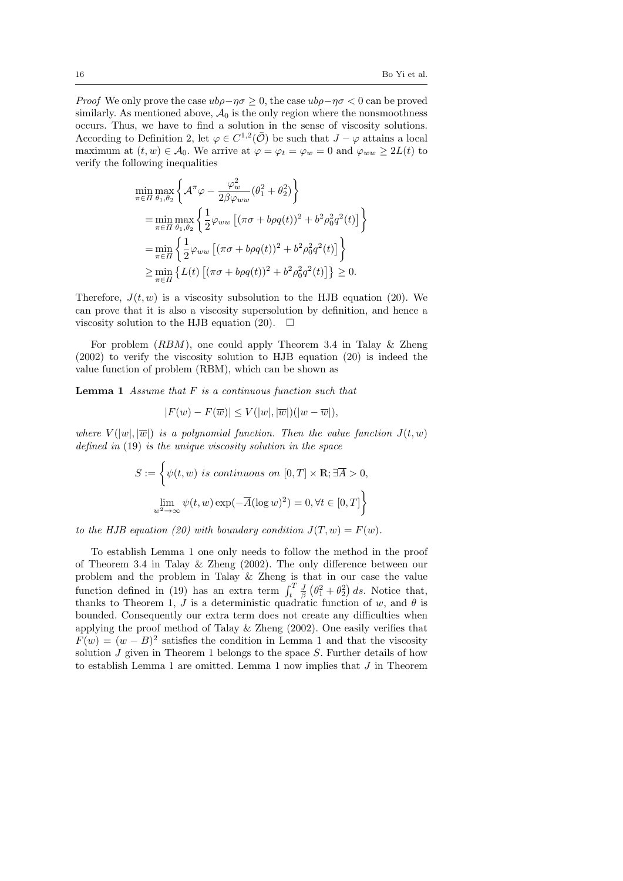*Proof* We only prove the case $ub\rho - \eta\sigma \geq 0$, the case $ub\rho - \eta\sigma < 0$ can be proved similarly. As mentioned above, $\mathcal{A}_0$ is the only region where the nonsmoothness occurs. Thus, we have to find a solution in the sense of viscosity solutions. According to Definition 2, let $\varphi \in C^{1,2}(\bar{\mathcal{O}})$ be such that $J - \varphi$ attains a local maximum at $(t, w) \in \mathcal{A}_0$. We arrive at $\varphi = \varphi_t = \varphi_w = 0$ and $\varphi_{ww} \geq 2L(t)$ to verify the following inequalities

$$
\begin{aligned}
&\min_{\pi \in \Pi} \max_{\theta_1, \theta_2} \left\{ \mathcal{A}^\pi \varphi - \frac{\varphi_w^2}{2\beta \varphi_{ww}} (\theta_1^2 + \theta_2^2) \right\} \\
&= \min_{\pi \in \Pi} \max_{\theta_1, \theta_2} \left\{ \frac{1}{2} \varphi_{ww} \left[ (\pi\sigma + b\rho q(t))^2 + b^2 \rho_0^2 q^2(t) \right] \right\} \\
&= \min_{\pi \in \Pi} \left\{ \frac{1}{2} \varphi_{ww} \left[ (\pi\sigma + b\rho q(t))^2 + b^2 \rho_0^2 q^2(t) \right] \right\} \\
&\geq \min_{\pi \in \Pi} \left\{ L(t) \left[ (\pi\sigma + b\rho q(t))^2 + b^2 \rho_0^2 q^2(t) \right] \right\} \geq 0.
\end{aligned}
$$

Therefore, $J(t, w)$ is a viscosity subsolution to the HJB equation (20). We can prove that it is also a viscosity supersolution by definition, and hence a viscosity solution to the HJB equation (20). $\square$

For problem $(RBM)$, one could apply Theorem 3.4 in Talay & Zheng (2002) to verify the viscosity solution to HJB equation (20) is indeed the value function of problem (RBM), which can be shown as

**Lemma 1** *Assume that $F$ is a continuous function such that*

$$
|F(w) - F(\overline{w})| \leq V(|w|, |\overline{w}|)(|w - \overline{w}|),
$$

*where $V(|w|, |\overline{w}|)$ is a polynomial function. Then the value function $J(t, w)$ defined in* (19) *is the unique viscosity solution in the space*

$$
S := \left\{ \psi(t, w) \text{ is continuous on } [0, T] \times \mathbb{R}; \exists \overline{A} > 0, \right.
$$
$$
\left. \lim_{w^2 \to \infty} \psi(t, w) \exp(-\overline{A}(\log w)^2) = 0, \forall t \in [0, T] \right\}
$$

*to the HJB equation (20) with boundary condition $J(T, w) = F(w)$.*

To establish Lemma 1 one only needs to follow the method in the proof of Theorem 3.4 in Talay & Zheng (2002). The only difference between our problem and the problem in Talay & Zheng is that in our case the value function defined in (19) has an extra term $\int_t^T \frac{J}{\beta} \left( \theta_1^2 + \theta_2^2 \right) ds$. Notice that, thanks to Theorem 1, $J$ is a deterministic quadratic function of $w$, and $\theta$ is bounded. Consequently our extra term does not create any difficulties when applying the proof method of Talay & Zheng (2002). One easily verifies that $F(w) = (w - B)^2$ satisfies the condition in Lemma 1 and that the viscosity solution $J$ given in Theorem 1 belongs to the space $S$. Further details of how to establish Lemma 1 are omitted. Lemma 1 now implies that $J$ in Theorem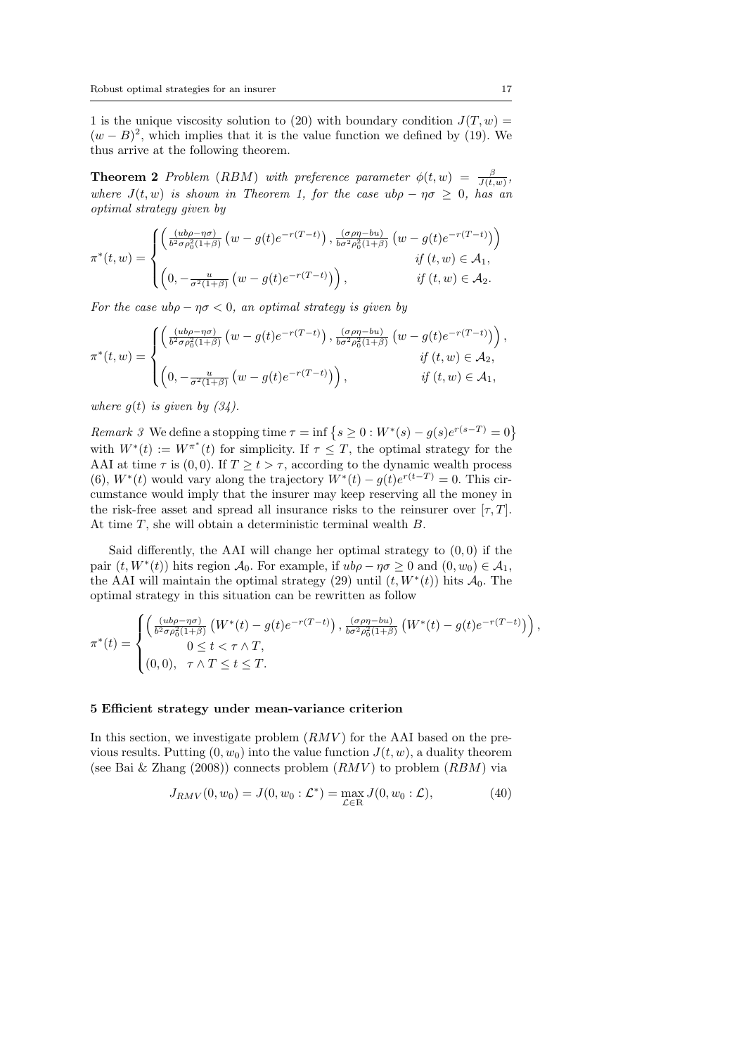1 is the unique viscosity solution to (20) with boundary condition $J(T,w) = (w-B)^2$, which implies that it is the value function we defined by (19). We thus arrive at the following theorem.

**Theorem 2** *Problem $(RBM)$ with preference parameter $\phi(t,w) = \frac{\beta}{J(t,w)}$, where $J(t,w)$ is shown in Theorem 1, for the case $ub\rho - \eta\sigma \geq 0$, has an optimal strategy given by*

$$\pi^*(t,w) = \begin{cases} \left( \frac{(ub\rho-\eta\sigma)}{b^2\sigma\rho_0^2(1+\beta)} \left(w - g(t)e^{-r(T-t)}\right), \frac{(\sigma\rho\eta-bu)}{b\sigma^2\rho_0^2(1+\beta)} \left(w - g(t)e^{-r(T-t)}\right) \right) \\ \qquad\qquad\qquad\qquad\qquad\qquad\qquad\qquad \textit{if } (t,w) \in \mathcal{A}_1, \\ \left(0, -\frac{u}{\sigma^2(1+\beta)} \left(w - g(t)e^{-r(T-t)}\right)\right), \qquad\qquad \textit{if } (t,w) \in \mathcal{A}_2. \end{cases}$$

*For the case $ub\rho - \eta\sigma < 0$, an optimal strategy is given by*

$$\pi^*(t,w) = \begin{cases} \left( \frac{(ub\rho-\eta\sigma)}{b^2\sigma\rho_0^2(1+\beta)} \left(w - g(t)e^{-r(T-t)}\right), \frac{(\sigma\rho\eta-bu)}{b\sigma^2\rho_0^2(1+\beta)} \left(w - g(t)e^{-r(T-t)}\right) \right), \\ \qquad\qquad\qquad\qquad\qquad\qquad\qquad\qquad \textit{if } (t,w) \in \mathcal{A}_2, \\ \left(0, -\frac{u}{\sigma^2(1+\beta)} \left(w - g(t)e^{-r(T-t)}\right)\right), \qquad\qquad \textit{if } (t,w) \in \mathcal{A}_1, \end{cases}$$

*where $g(t)$ is given by (34).*

*Remark 3* We define a stopping time $\tau = \inf\left\{s \geq 0 : W^*(s) - g(s)e^{r(s-T)} = 0\right\}$ with $W^*(t) := W^{\pi^*}(t)$ for simplicity. If $\tau \leq T$, the optimal strategy for the AAI at time $\tau$ is $(0,0)$. If $T \geq t > \tau$, according to the dynamic wealth process (6), $W^*(t)$ would vary along the trajectory $W^*(t) - g(t)e^{r(t-T)} = 0$. This circumstance would imply that the insurer may keep reserving all the money in the risk-free asset and spread all insurance risks to the reinsurer over $[\tau, T]$. At time $T$, she will obtain a deterministic terminal wealth $B$.

Said differently, the AAI will change her optimal strategy to $(0,0)$ if the pair $(t, W^*(t))$ hits region $\mathcal{A}_0$. For example, if $ub\rho - \eta\sigma \geq 0$ and $(0, w_0) \in \mathcal{A}_1$, the AAI will maintain the optimal strategy (29) until $(t, W^*(t))$ hits $\mathcal{A}_0$. The optimal strategy in this situation can be rewritten as follow

$$\pi^*(t) = \begin{cases} \left( \frac{(ub\rho-\eta\sigma)}{b^2\sigma\rho_0^2(1+\beta)} \left(W^*(t) - g(t)e^{-r(T-t)}\right), \frac{(\sigma\rho\eta-bu)}{b\sigma^2\rho_0^2(1+\beta)} \left(W^*(t) - g(t)e^{-r(T-t)}\right) \right), \\ \qquad 0 \leq t < \tau \wedge T, \\ (0,0), \quad \tau \wedge T \leq t \leq T. \end{cases}$$

## 5 Efficient strategy under mean-variance criterion

In this section, we investigate problem $(RMV)$ for the AAI based on the previous results. Putting $(0, w_0)$ into the value function $J(t,w)$, a duality theorem (see Bai & Zhang (2008)) connects problem $(RMV)$ to problem $(RBM)$ via

$$J_{RMV}(0, w_0) = J(0, w_0 : \mathcal{L}^*) = \max_{\mathcal{L} \in \mathbb{R}} J(0, w_0 : \mathcal{L}), \tag{40}$$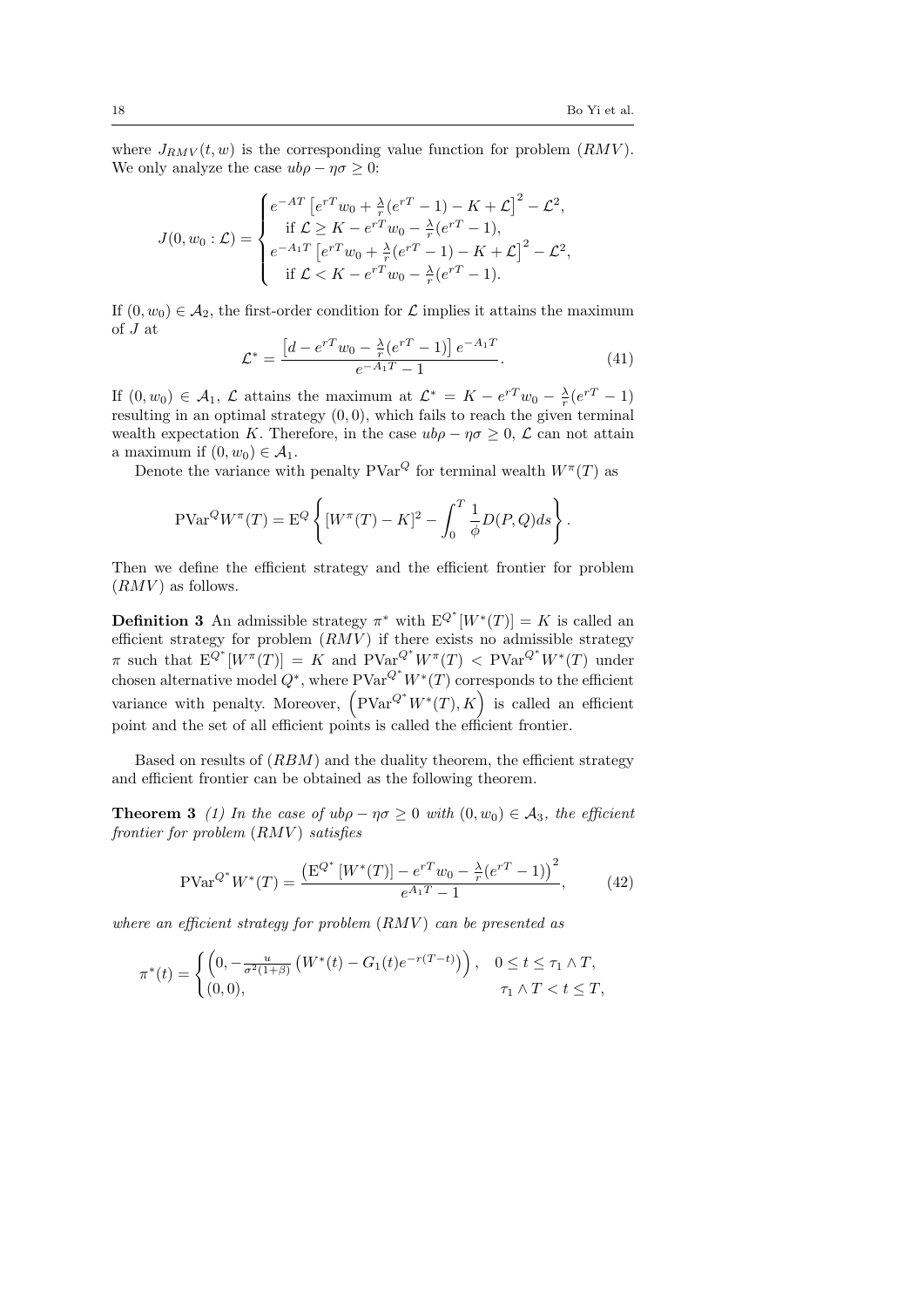where $J_{RMV}(t,w)$ is the corresponding value function for problem $(RMV)$. We only analyze the case $ub\rho - \eta\sigma \geq 0$:

$$J(0,w_0:\mathcal{L}) = \begin{cases} e^{-AT}\left[e^{rT}w_0 + \frac{\lambda}{r}(e^{rT}-1) - K + \mathcal{L}\right]^2 - \mathcal{L}^2, \\ \quad \text{if } \mathcal{L} \geq K - e^{rT}w_0 - \frac{\lambda}{r}(e^{rT}-1), \\ e^{-A_1T}\left[e^{rT}w_0 + \frac{\lambda}{r}(e^{rT}-1) - K + \mathcal{L}\right]^2 - \mathcal{L}^2, \\ \quad \text{if } \mathcal{L} < K - e^{rT}w_0 - \frac{\lambda}{r}(e^{rT}-1). \end{cases}$$

If $(0,w_0) \in \mathcal{A}_2$, the first-order condition for $\mathcal{L}$ implies it attains the maximum of $J$ at

$$\mathcal{L}^* = \frac{\left[d - e^{rT}w_0 - \frac{\lambda}{r}(e^{rT}-1)\right]e^{-A_1T}}{e^{-A_1T}-1}. \tag{41}$$

If $(0,w_0) \in \mathcal{A}_1$, $\mathcal{L}$ attains the maximum at $\mathcal{L}^* = K - e^{rT}w_0 - \frac{\lambda}{r}(e^{rT}-1)$ resulting in an optimal strategy $(0,0)$, which fails to reach the given terminal wealth expectation $K$. Therefore, in the case $ub\rho - \eta\sigma \geq 0$, $\mathcal{L}$ can not attain a maximum if $(0,w_0) \in \mathcal{A}_1$.

Denote the variance with penalty $\mathrm{PVar}^Q$ for terminal wealth $W^\pi(T)$ as

$$\mathrm{PVar}^Q W^\pi(T) = \mathrm{E}^Q\left\{[W^\pi(T) - K]^2 - \int_0^T \frac{1}{\phi}D(P,Q)ds\right\}.$$

Then we define the efficient strategy and the efficient frontier for problem $(RMV)$ as follows.

**Definition 3** An admissible strategy $\pi^*$ with $\mathrm{E}^{Q^*}[W^*(T)] = K$ is called an efficient strategy for problem $(RMV)$ if there exists no admissible strategy $\pi$ such that $\mathrm{E}^{Q^*}[W^\pi(T)] = K$ and $\mathrm{PVar}^{Q^*}W^\pi(T) < \mathrm{PVar}^{Q^*}W^*(T)$ under chosen alternative model $Q^*$, where $\mathrm{PVar}^{Q^*}W^*(T)$ corresponds to the efficient variance with penalty. Moreover, $\left(\mathrm{PVar}^{Q^*}W^*(T), K\right)$ is called an efficient point and the set of all efficient points is called the efficient frontier.

Based on results of $(RBM)$ and the duality theorem, the efficient strategy and efficient frontier can be obtained as the following theorem.

**Theorem 3** *(1) In the case of $ub\rho - \eta\sigma \geq 0$ with $(0,w_0) \in \mathcal{A}_3$, the efficient frontier for problem $(RMV)$ satisfies*

$$\mathrm{PVar}^{Q^*}W^*(T) = \frac{\left(\mathrm{E}^{Q^*}\left[W^*(T)\right] - e^{rT}w_0 - \frac{\lambda}{r}(e^{rT}-1)\right)^2}{e^{A_1T}-1}, \tag{42}$$

*where an efficient strategy for problem $(RMV)$ can be presented as*

$$\pi^*(t) = \begin{cases} \left(0, -\frac{u}{\sigma^2(1+\beta)}\left(W^*(t) - G_1(t)e^{-r(T-t)}\right)\right), & 0 \leq t \leq \tau_1 \wedge T, \\ (0,0), & \tau_1 \wedge T < t \leq T, \end{cases}$$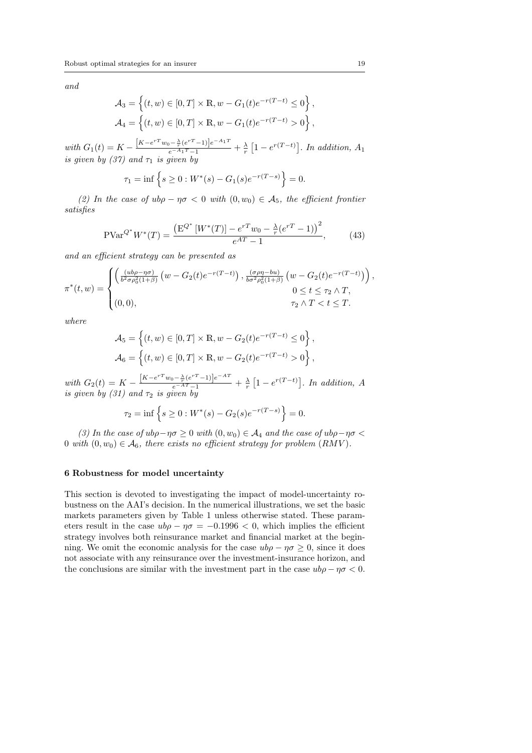*and*

$$\mathcal{A}_3 = \left\{ (t, w) \in [0, T] \times \mathbb{R}, w - G_1(t) e^{-r(T-t)} \leq 0 \right\},$$
$$\mathcal{A}_4 = \left\{ (t, w) \in [0, T] \times \mathbb{R}, w - G_1(t) e^{-r(T-t)} > 0 \right\},$$

*with* $G_1(t) = K - \frac{\left[K - e^{rT} w_0 - \frac{\lambda}{r}(e^{rT} - 1)\right] e^{-A_1 T}}{e^{-A_1 T} - 1} + \frac{\lambda}{r}\left[1 - e^{r(T-t)}\right]$. *In addition,* $A_1$ *is given by (37) and* $\tau_1$ *is given by*

$$\tau_1 = \inf\left\{ s \geq 0 : W^*(s) - G_1(s) e^{-r(T-s)} \right\} = 0.$$

*(2) In the case of* $ub\rho - \eta\sigma < 0$ *with* $(0, w_0) \in \mathcal{A}_5$*, the efficient frontier satisfies*

$$\mathrm{PVar}^{Q^*} W^*(T) = \frac{\left(\mathrm{E}^{Q^*}\left[W^*(T)\right] - e^{rT} w_0 - \frac{\lambda}{r}(e^{rT} - 1)\right)^2}{e^{AT} - 1}, \tag{43}$$

*and an efficient strategy can be presented as*

$$\pi^*(t, w) = \begin{cases} \left( \frac{(ub\rho - \eta\sigma)}{b^2 \sigma \rho_0^2 (1+\beta)} \left(w - G_2(t) e^{-r(T-t)}\right), \frac{(\sigma\rho\eta - bu)}{b\sigma^2 \rho_0^2 (1+\beta)} \left(w - G_2(t) e^{-r(T-t)}\right) \right), \\ \qquad\qquad\qquad\qquad\qquad\qquad 0 \leq t \leq \tau_2 \wedge T, \\ (0, 0), \qquad\qquad\qquad\qquad\qquad \tau_2 \wedge T < t \leq T. \end{cases}$$

*where*

$$\mathcal{A}_5 = \left\{ (t, w) \in [0, T] \times \mathbb{R}, w - G_2(t) e^{-r(T-t)} \leq 0 \right\},$$
$$\mathcal{A}_6 = \left\{ (t, w) \in [0, T] \times \mathbb{R}, w - G_2(t) e^{-r(T-t)} > 0 \right\},$$

*with* $G_2(t) = K - \frac{\left[K - e^{rT} w_0 - \frac{\lambda}{r}(e^{rT} - 1)\right] e^{-AT}}{e^{-AT} - 1} + \frac{\lambda}{r}\left[1 - e^{r(T-t)}\right]$. *In addition,* $A$ *is given by (31) and* $\tau_2$ *is given by*

$$\tau_2 = \inf\left\{ s \geq 0 : W^*(s) - G_2(s) e^{-r(T-s)} \right\} = 0.$$

*(3) In the case of* $ub\rho - \eta\sigma \geq 0$ *with* $(0, w_0) \in \mathcal{A}_4$ *and the case of* $ub\rho - \eta\sigma < 0$ *with* $(0, w_0) \in \mathcal{A}_6$*, there exists no efficient strategy for problem* $(RMV)$.

## 6 Robustness for model uncertainty

This section is devoted to investigating the impact of model-uncertainty robustness on the AAI's decision. In the numerical illustrations, we set the basic markets parameters given by Table 1 unless otherwise stated. These parameters result in the case $ub\rho - \eta\sigma = -0.1996 < 0$, which implies the efficient strategy involves both reinsurance market and financial market at the beginning. We omit the economic analysis for the case $ub\rho - \eta\sigma \geq 0$, since it does not associate with any reinsurance over the investment-insurance horizon, and the conclusions are similar with the investment part in the case $ub\rho - \eta\sigma < 0$.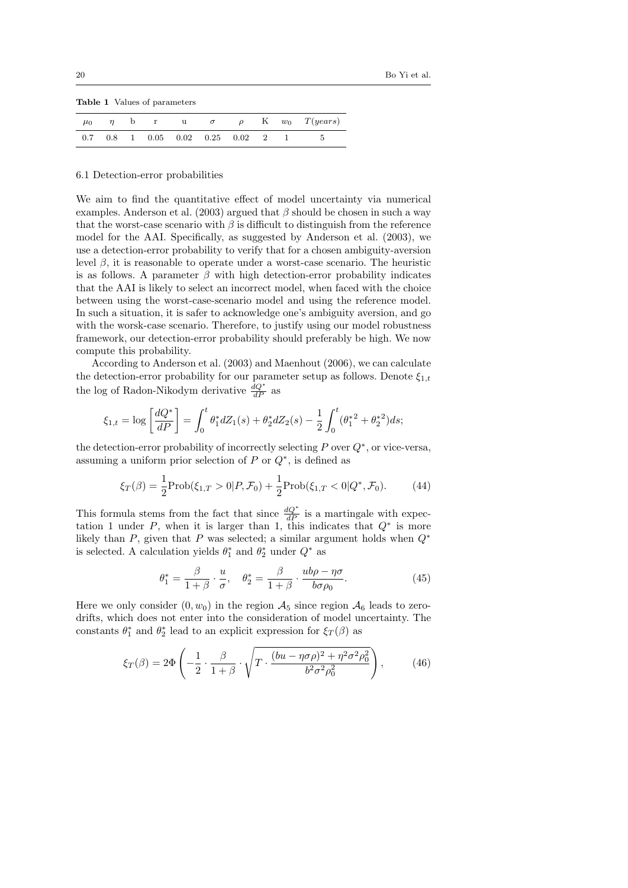**Table 1** Values of parameters

| $\mu_0$ | $\eta$ | b | r | u | $\sigma$ | $\rho$ | K | $w_0$ | $T(years)$ |
|---|---|---|---|---|---|---|---|---|---|
| 0.7 | 0.8 | 1 | 0.05 | 0.02 | 0.25 | 0.02 | 2 | 1 | 5 |

### 6.1 Detection-error probabilities

We aim to find the quantitative effect of model uncertainty via numerical examples. Anderson et al. (2003) argued that $\beta$ should be chosen in such a way that the worst-case scenario with $\beta$ is difficult to distinguish from the reference model for the AAI. Specifically, as suggested by Anderson et al. (2003), we use a detection-error probability to verify that for a chosen ambiguity-aversion level $\beta$, it is reasonable to operate under a worst-case scenario. The heuristic is as follows. A parameter $\beta$ with high detection-error probability indicates that the AAI is likely to select an incorrect model, when faced with the choice between using the worst-case-scenario model and using the reference model. In such a situation, it is safer to acknowledge one's ambiguity aversion, and go with the worsk-case scenario. Therefore, to justify using our model robustness framework, our detection-error probability should preferably be high. We now compute this probability.

According to Anderson et al. (2003) and Maenhout (2006), we can calculate the detection-error probability for our parameter setup as follows. Denote $\xi_{1,t}$ the log of Radon-Nikodym derivative $\frac{dQ^*}{dP}$ as

$$\xi_{1,t} = \log\left[\frac{dQ^*}{dP}\right] = \int_0^t \theta_1^* dZ_1(s) + \theta_2^* dZ_2(s) - \frac{1}{2}\int_0^t ({\theta_1^*}^2 + {\theta_2^*}^2) ds;$$

the detection-error probability of incorrectly selecting $P$ over $Q^*$, or vice-versa, assuming a uniform prior selection of $P$ or $Q^*$, is defined as

$$\xi_T(\beta) = \frac{1}{2}\text{Prob}(\xi_{1,T} > 0 | P, \mathcal{F}_0) + \frac{1}{2}\text{Prob}(\xi_{1,T} < 0 | Q^*, \mathcal{F}_0). \tag{44}$$

This formula stems from the fact that since $\frac{dQ^*}{dP}$ is a martingale with expectation 1 under $P$, when it is larger than 1, this indicates that $Q^*$ is more likely than $P$, given that $P$ was selected; a similar argument holds when $Q^*$ is selected. A calculation yields $\theta_1^*$ and $\theta_2^*$ under $Q^*$ as

$$\theta_1^* = \frac{\beta}{1+\beta}\cdot\frac{u}{\sigma}, \quad \theta_2^* = \frac{\beta}{1+\beta}\cdot\frac{ub\rho - \eta\sigma}{b\sigma\rho_0}. \tag{45}$$

Here we only consider $(0, w_0)$ in the region $\mathcal{A}_5$ since region $\mathcal{A}_6$ leads to zero-drifts, which does not enter into the consideration of model uncertainty. The constants $\theta_1^*$ and $\theta_2^*$ lead to an explicit expression for $\xi_T(\beta)$ as

$$\xi_T(\beta) = 2\Phi\left(-\frac{1}{2}\cdot\frac{\beta}{1+\beta}\cdot\sqrt{T\cdot\frac{(bu - \eta\sigma\rho)^2 + \eta^2\sigma^2\rho_0^2}{b^2\sigma^2\rho_0^2}}\right), \tag{46}$$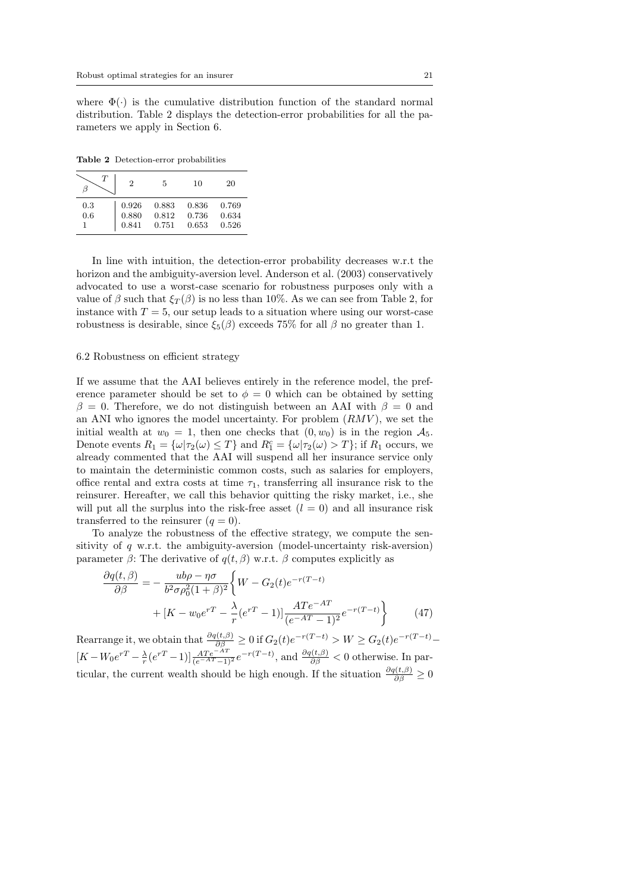where $\Phi(\cdot)$ is the cumulative distribution function of the standard normal distribution. Table 2 displays the detection-error probabilities for all the parameters we apply in Section 6.

**Table 2** Detection-error probabilities

| $\beta$ \ $T$ | 2 | 5 | 10 | 20 |
|---|---|---|---|---|
| 0.3 | 0.926 | 0.883 | 0.836 | 0.769 |
| 0.6 | 0.880 | 0.812 | 0.736 | 0.634 |
| 1 | 0.841 | 0.751 | 0.653 | 0.526 |

In line with intuition, the detection-error probability decreases w.r.t the horizon and the ambiguity-aversion level. Anderson et al. (2003) conservatively advocated to use a worst-case scenario for robustness purposes only with a value of $\beta$ such that $\xi_T(\beta)$ is no less than 10%. As we can see from Table 2, for instance with $T = 5$, our setup leads to a situation where using our worst-case robustness is desirable, since $\xi_5(\beta)$ exceeds 75% for all $\beta$ no greater than 1.

### 6.2 Robustness on efficient strategy

If we assume that the AAI believes entirely in the reference model, the preference parameter should be set to $\phi = 0$ which can be obtained by setting $\beta = 0$. Therefore, we do not distinguish between an AAI with $\beta = 0$ and an ANI who ignores the model uncertainty. For problem $(RMV)$, we set the initial wealth at $w_0 = 1$, then one checks that $(0, w_0)$ is in the region $\mathcal{A}_5$. Denote events $R_1 = \{\omega | \tau_2(\omega) \leq T\}$ and $R_1^c = \{\omega | \tau_2(\omega) > T\}$; if $R_1$ occurs, we already commented that the AAI will suspend all her insurance service only to maintain the deterministic common costs, such as salaries for employers, office rental and extra costs at time $\tau_1$, transferring all insurance risk to the reinsurer. Hereafter, we call this behavior quitting the risky market, i.e., she will put all the surplus into the risk-free asset ($l = 0$) and all insurance risk transferred to the reinsurer ($q = 0$).

To analyze the robustness of the effective strategy, we compute the sensitivity of $q$ w.r.t. the ambiguity-aversion (model-uncertainty risk-aversion) parameter $\beta$: The derivative of $q(t, \beta)$ w.r.t. $\beta$ computes explicitly as

$$
\begin{aligned}
\frac{\partial q(t,\beta)}{\partial \beta} = -\frac{ub\rho - \eta\sigma}{b^2\sigma\rho_0^2(1+\beta)^2}\bigg\{ & W - G_2(t)e^{-r(T-t)} \\
& + [K - w_0 e^{rT} - \frac{\lambda}{r}(e^{rT}-1)]\frac{ATe^{-AT}}{(e^{-AT}-1)^2}e^{-r(T-t)}\bigg\} \qquad (47)
\end{aligned}
$$

Rearrange it, we obtain that $\frac{\partial q(t,\beta)}{\partial \beta} \geq 0$ if $G_2(t)e^{-r(T-t)} > W \geq G_2(t)e^{-r(T-t)} - [K - W_0 e^{rT} - \frac{\lambda}{r}(e^{rT}-1)]\frac{ATe^{-AT}}{(e^{-AT}-1)^2}e^{-r(T-t)}$, and $\frac{\partial q(t,\beta)}{\partial \beta} < 0$ otherwise. In particular, the current wealth should be high enough. If the situation $\frac{\partial q(t,\beta)}{\partial \beta} \geq 0$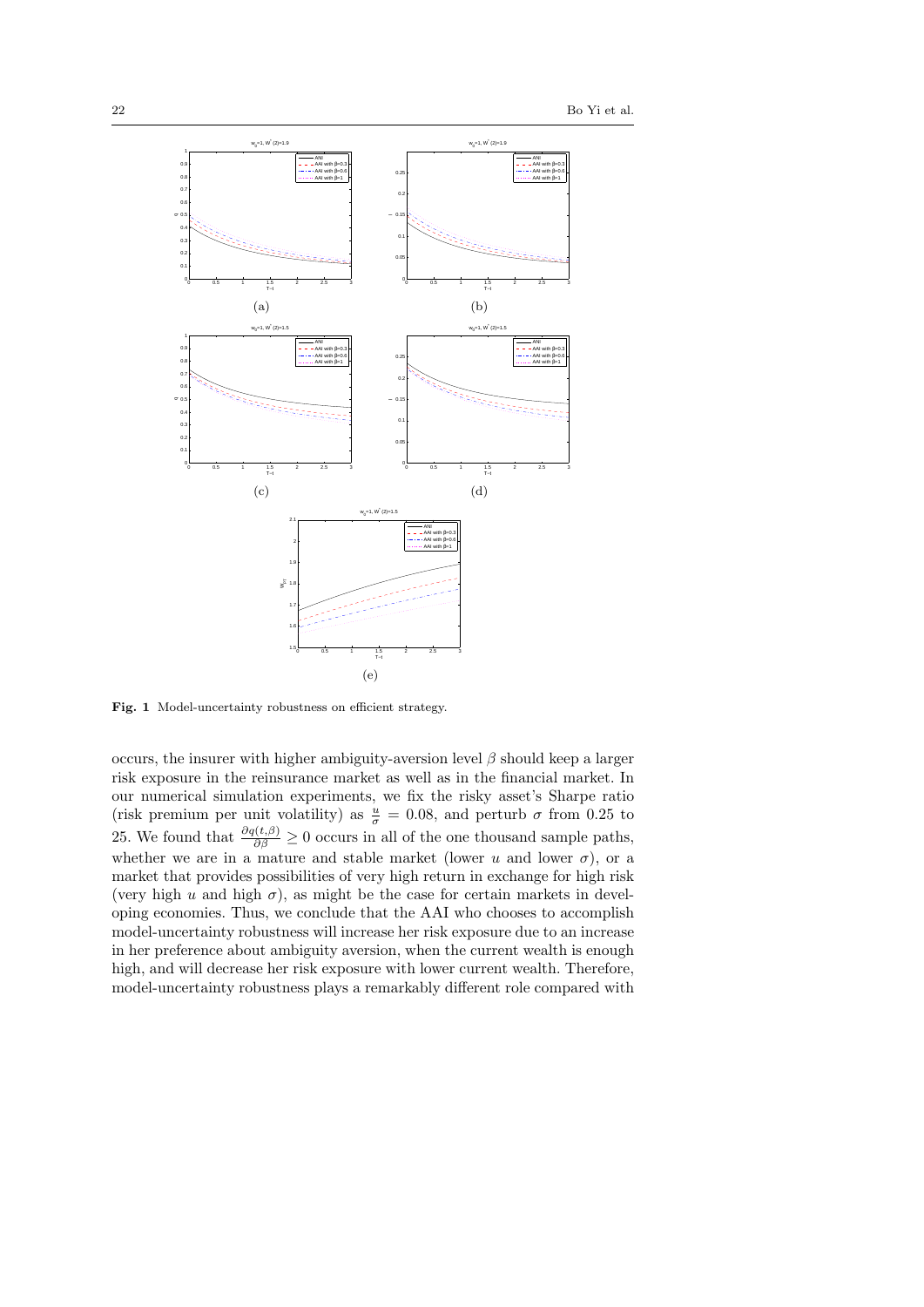(a)

(b)

(c)

(d)

(e)

**Fig. 1** Model-uncertainty robustness on efficient strategy.

occurs, the insurer with higher ambiguity-aversion level $\beta$ should keep a larger risk exposure in the reinsurance market as well as in the financial market. In our numerical simulation experiments, we fix the risky asset's Sharpe ratio (risk premium per unit volatility) as $\frac{u}{\sigma} = 0.08$, and perturb $\sigma$ from 0.25 to 25. We found that $\frac{\partial q(t,\beta)}{\partial \beta} \geq 0$ occurs in all of the one thousand sample paths, whether we are in a mature and stable market (lower $u$ and lower $\sigma$), or a market that provides possibilities of very high return in exchange for high risk (very high $u$ and high $\sigma$), as might be the case for certain markets in developing economies. Thus, we conclude that the AAI who chooses to accomplish model-uncertainty robustness will increase her risk exposure due to an increase in her preference about ambiguity aversion, when the current wealth is enough high, and will decrease her risk exposure with lower current wealth. Therefore, model-uncertainty robustness plays a remarkably different role compared with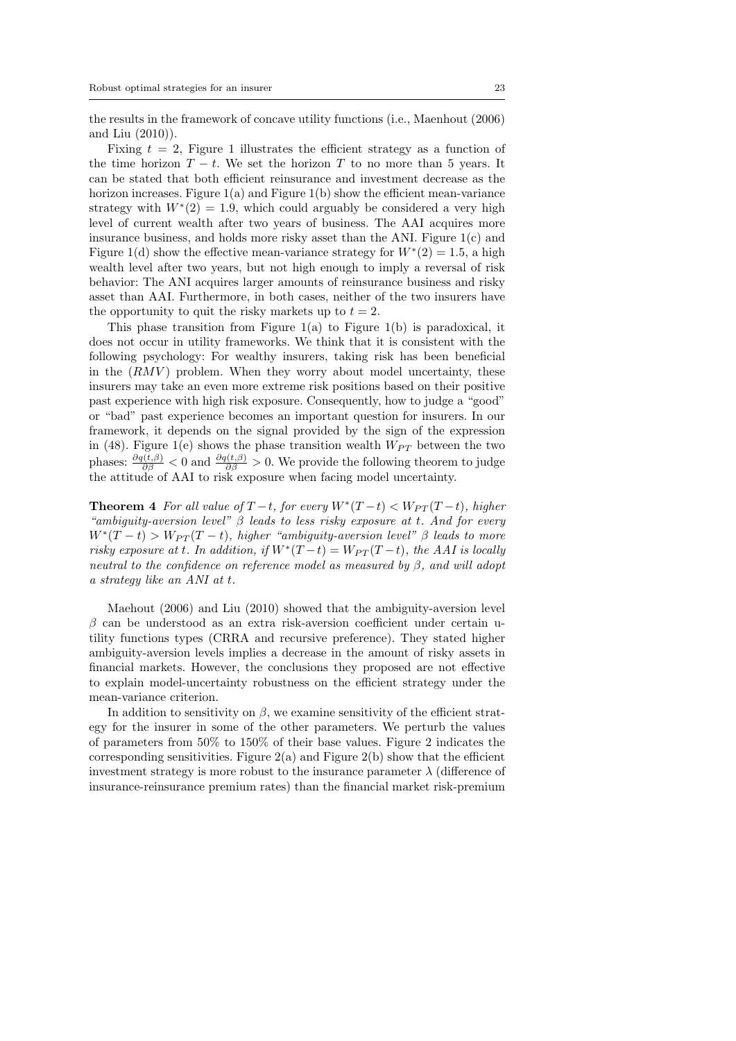the results in the framework of concave utility functions (i.e., Maenhout (2006) and Liu (2010)).

Fixing $t = 2$, Figure 1 illustrates the efficient strategy as a function of the time horizon $T - t$. We set the horizon $T$ to no more than 5 years. It can be stated that both efficient reinsurance and investment decrease as the horizon increases. Figure 1(a) and Figure 1(b) show the efficient mean-variance strategy with $W^*(2) = 1.9$, which could arguably be considered a very high level of current wealth after two years of business. The AAI acquires more insurance business, and holds more risky asset than the ANI. Figure 1(c) and Figure 1(d) show the effective mean-variance strategy for $W^*(2) = 1.5$, a high wealth level after two years, but not high enough to imply a reversal of risk behavior: The ANI acquires larger amounts of reinsurance business and risky asset than AAI. Furthermore, in both cases, neither of the two insurers have the opportunity to quit the risky markets up to $t = 2$.

This phase transition from Figure 1(a) to Figure 1(b) is paradoxical, it does not occur in utility frameworks. We think that it is consistent with the following psychology: For wealthy insurers, taking risk has been beneficial in the $(RMV)$ problem. When they worry about model uncertainty, these insurers may take an even more extreme risk positions based on their positive past experience with high risk exposure. Consequently, how to judge a "good" or "bad" past experience becomes an important question for insurers. In our framework, it depends on the signal provided by the sign of the expression in (48). Figure 1(e) shows the phase transition wealth $W_{PT}$ between the two phases: $\frac{\partial q(t,\beta)}{\partial \beta} < 0$ and $\frac{\partial q(t,\beta)}{\partial \beta} > 0$. We provide the following theorem to judge the attitude of AAI to risk exposure when facing model uncertainty.

**Theorem 4** *For all value of $T-t$, for every $W^*(T-t) < W_{PT}(T-t)$, higher "ambiguity-aversion level" $\beta$ leads to less risky exposure at $t$. And for every $W^*(T-t) > W_{PT}(T-t)$, higher "ambiguity-aversion level" $\beta$ leads to more risky exposure at $t$. In addition, if $W^*(T-t) = W_{PT}(T-t)$, the AAI is locally neutral to the confidence on reference model as measured by $\beta$, and will adopt a strategy like an ANI at $t$.*

Maehout (2006) and Liu (2010) showed that the ambiguity-aversion level $\beta$ can be understood as an extra risk-aversion coefficient under certain utility functions types (CRRA and recursive preference). They stated higher ambiguity-aversion levels implies a decrease in the amount of risky assets in financial markets. However, the conclusions they proposed are not effective to explain model-uncertainty robustness on the efficient strategy under the mean-variance criterion.

In addition to sensitivity on $\beta$, we examine sensitivity of the efficient strategy for the insurer in some of the other parameters. We perturb the values of parameters from 50% to 150% of their base values. Figure 2 indicates the corresponding sensitivities. Figure 2(a) and Figure 2(b) show that the efficient investment strategy is more robust to the insurance parameter $\lambda$ (difference of insurance-reinsurance premium rates) than the financial market risk-premium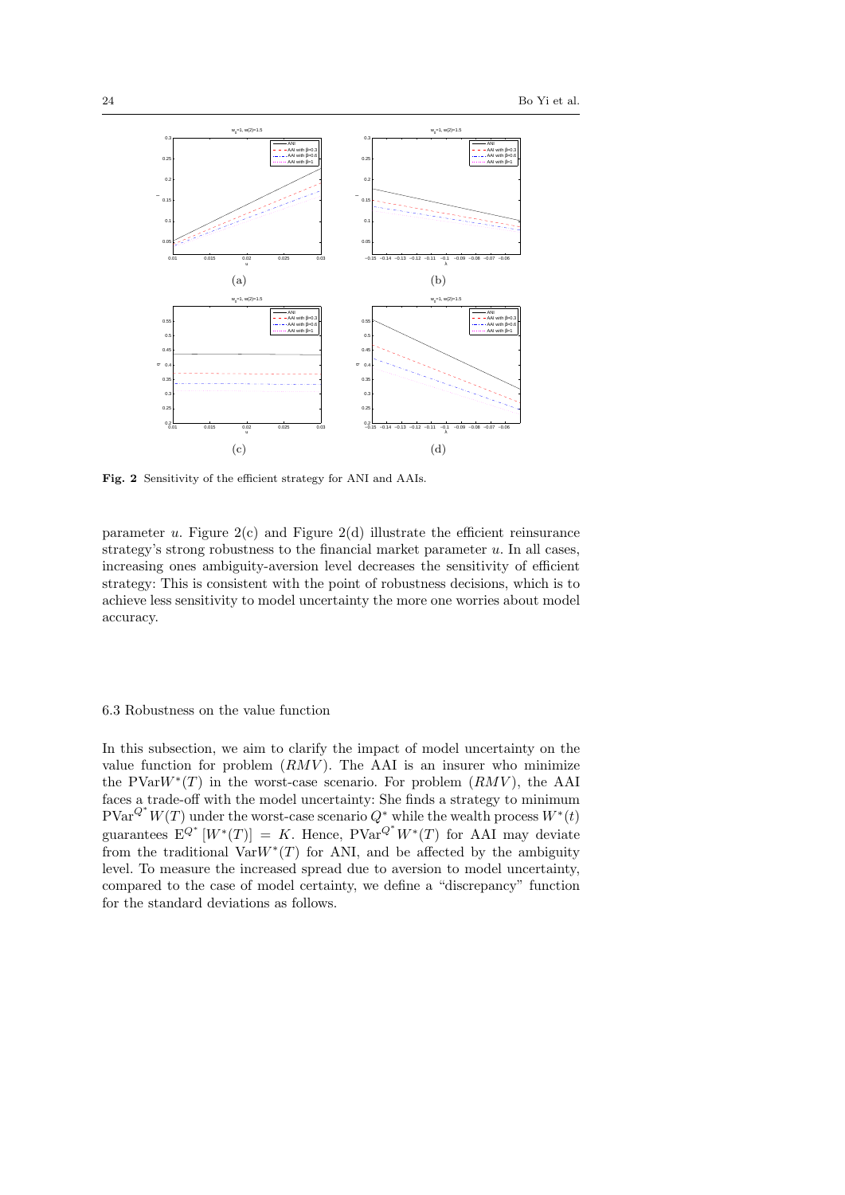**Fig. 2** Sensitivity of the efficient strategy for ANI and AAIs.

parameter $u$. Figure 2(c) and Figure 2(d) illustrate the efficient reinsurance strategy's strong robustness to the financial market parameter $u$. In all cases, increasing ones ambiguity-aversion level decreases the sensitivity of efficient strategy: This is consistent with the point of robustness decisions, which is to achieve less sensitivity to model uncertainty the more one worries about model accuracy.

6.3 Robustness on the value function

In this subsection, we aim to clarify the impact of model uncertainty on the value function for problem $(RMV)$. The AAI is an insurer who minimize the $\mathrm{PVar}W^*(T)$ in the worst-case scenario. For problem $(RMV)$, the AAI faces a trade-off with the model uncertainty: She finds a strategy to minimum $\mathrm{PVar}^{Q^*}W(T)$ under the worst-case scenario $Q^*$ while the wealth process $W^*(t)$ guarantees $\mathrm{E}^{Q^*}[W^*(T)] = K$. Hence, $\mathrm{PVar}^{Q^*}W^*(T)$ for AAI may deviate from the traditional $\mathrm{Var}W^*(T)$ for ANI, and be affected by the ambiguity level. To measure the increased spread due to aversion to model uncertainty, compared to the case of model certainty, we define a "discrepancy" function for the standard deviations as follows.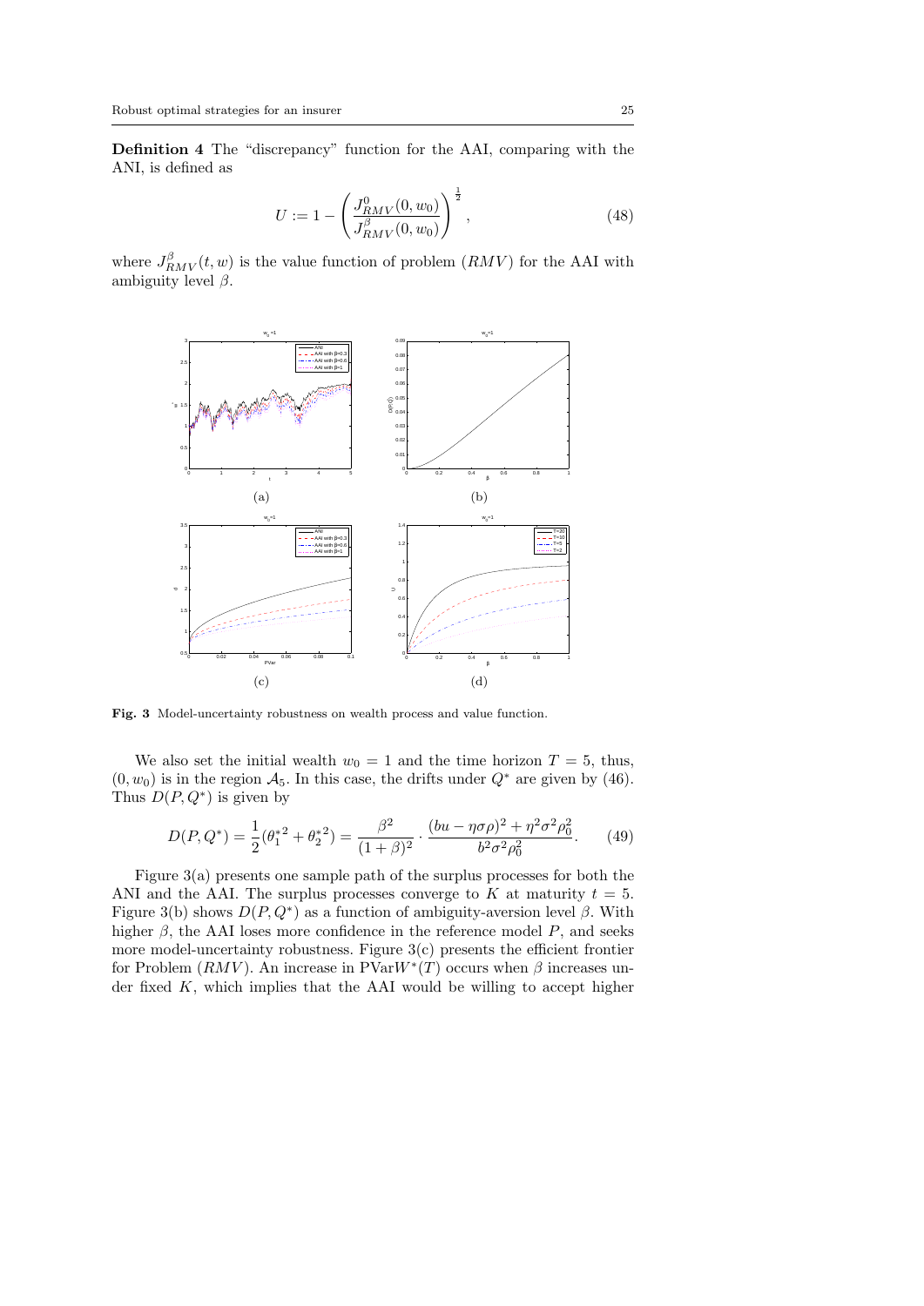**Definition 4** The "discrepancy" function for the AAI, comparing with the ANI, is defined as

$$U := 1 - \left( \frac{J^0_{RMV}(0, w_0)}{J^\beta_{RMV}(0, w_0)} \right)^{\frac{1}{2}}, \tag{48}$$

where $J^\beta_{RMV}(t, w)$ is the value function of problem $(RMV)$ for the AAI with ambiguity level $\beta$.

**Fig. 3** Model-uncertainty robustness on wealth process and value function.

We also set the initial wealth $w_0 = 1$ and the time horizon $T = 5$, thus, $(0, w_0)$ is in the region $\mathcal{A}_5$. In this case, the drifts under $Q^*$ are given by (46). Thus $D(P, Q^*)$ is given by

$$D(P, Q^*) = \frac{1}{2}(\theta_1^{*2} + \theta_2^{*2}) = \frac{\beta^2}{(1+\beta)^2} \cdot \frac{(bu - \eta\sigma\rho)^2 + \eta^2\sigma^2\rho_0^2}{b^2\sigma^2\rho_0^2}. \tag{49}$$

Figure 3(a) presents one sample path of the surplus processes for both the ANI and the AAI. The surplus processes converge to $K$ at maturity $t = 5$. Figure 3(b) shows $D(P, Q^*)$ as a function of ambiguity-aversion level $\beta$. With higher $\beta$, the AAI loses more confidence in the reference model $P$, and seeks more model-uncertainty robustness. Figure 3(c) presents the efficient frontier for Problem $(RMV)$. An increase in $\text{PVar}W^*(T)$ occurs when $\beta$ increases under fixed $K$, which implies that the AAI would be willing to accept higher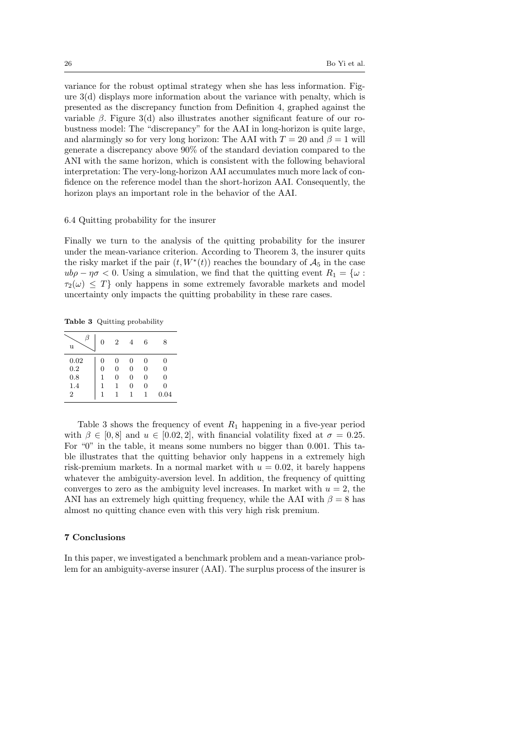variance for the robust optimal strategy when she has less information. Figure 3(d) displays more information about the variance with penalty, which is presented as the discrepancy function from Definition 4, graphed against the variable $\beta$. Figure 3(d) also illustrates another significant feature of our robustness model: The "discrepancy" for the AAI in long-horizon is quite large, and alarmingly so for very long horizon: The AAI with $T = 20$ and $\beta = 1$ will generate a discrepancy above 90% of the standard deviation compared to the ANI with the same horizon, which is consistent with the following behavioral interpretation: The very-long-horizon AAI accumulates much more lack of confidence on the reference model than the short-horizon AAI. Consequently, the horizon plays an important role in the behavior of the AAI.

### 6.4 Quitting probability for the insurer

Finally we turn to the analysis of the quitting probability for the insurer under the mean-variance criterion. According to Theorem 3, the insurer quits the risky market if the pair $(t, W^*(t))$ reaches the boundary of $\mathcal{A}_5$ in the case $ub\rho - \eta\sigma < 0$. Using a simulation, we find that the quitting event $R_1 = \{\omega : \tau_2(\omega) \leq T\}$ only happens in some extremely favorable markets and model uncertainty only impacts the quitting probability in these rare cases.

**Table 3** Quitting probability

| u \ $\beta$ | 0 | 2 | 4 | 6 | 8 |
|---|---|---|---|---|---|
| 0.02 | 0 | 0 | 0 | 0 | 0 |
| 0.2 | 0 | 0 | 0 | 0 | 0 |
| 0.8 | 1 | 0 | 0 | 0 | 0 |
| 1.4 | 1 | 1 | 0 | 0 | 0 |
| 2 | 1 | 1 | 1 | 1 | 0.04 |

Table 3 shows the frequency of event $R_1$ happening in a five-year period with $\beta \in [0, 8]$ and $u \in [0.02, 2]$, with financial volatility fixed at $\sigma = 0.25$. For "0" in the table, it means some numbers no bigger than 0.001. This table illustrates that the quitting behavior only happens in a extremely high risk-premium markets. In a normal market with $u = 0.02$, it barely happens whatever the ambiguity-aversion level. In addition, the frequency of quitting converges to zero as the ambiguity level increases. In market with $u = 2$, the ANI has an extremely high quitting frequency, while the AAI with $\beta = 8$ has almost no quitting chance even with this very high risk premium.

## 7 Conclusions

In this paper, we investigated a benchmark problem and a mean-variance problem for an ambiguity-averse insurer (AAI). The surplus process of the insurer is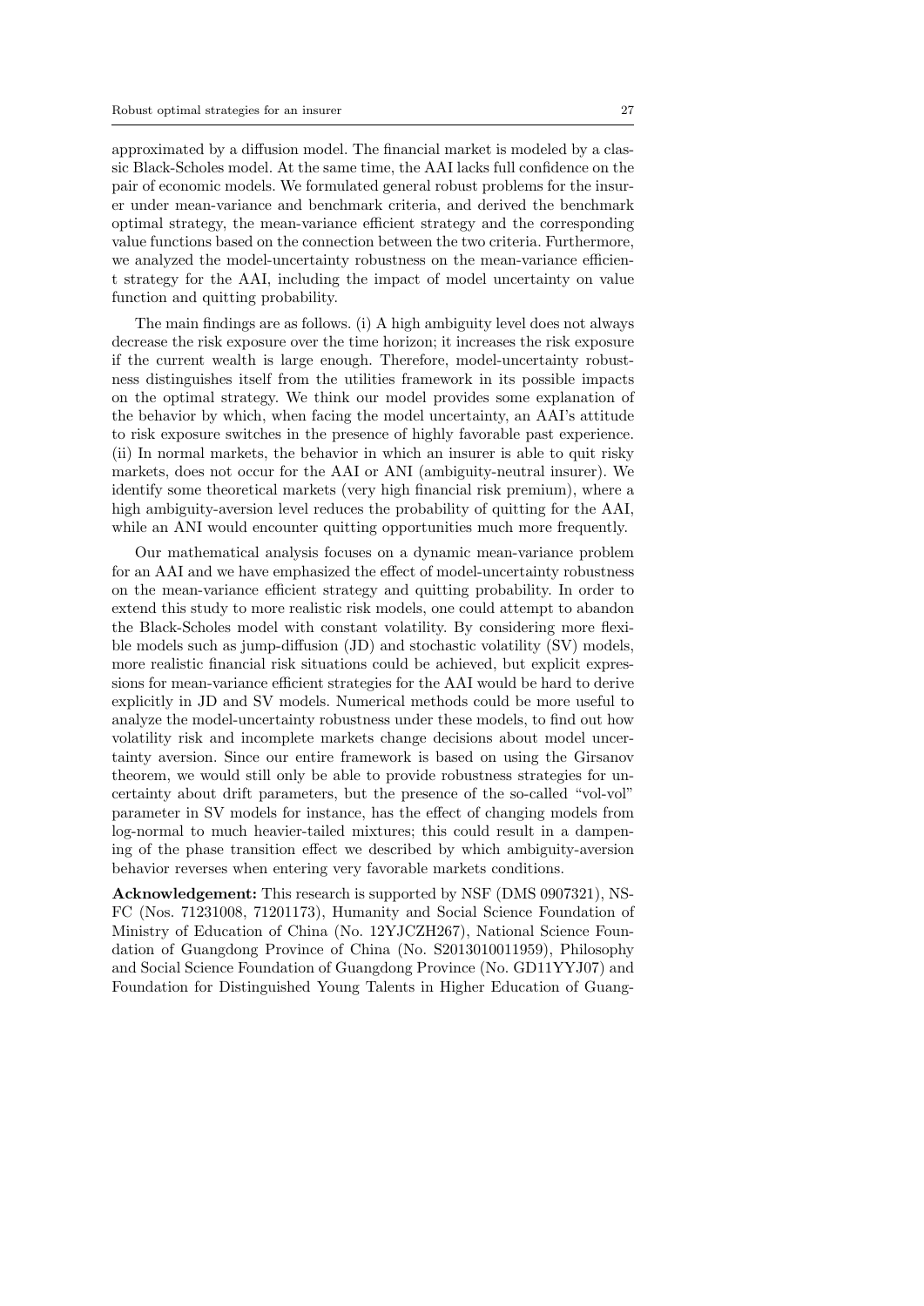approximated by a diffusion model. The financial market is modeled by a classic Black-Scholes model. At the same time, the AAI lacks full confidence on the pair of economic models. We formulated general robust problems for the insurer under mean-variance and benchmark criteria, and derived the benchmark optimal strategy, the mean-variance efficient strategy and the corresponding value functions based on the connection between the two criteria. Furthermore, we analyzed the model-uncertainty robustness on the mean-variance efficient strategy for the AAI, including the impact of model uncertainty on value function and quitting probability.

The main findings are as follows. (i) A high ambiguity level does not always decrease the risk exposure over the time horizon; it increases the risk exposure if the current wealth is large enough. Therefore, model-uncertainty robustness distinguishes itself from the utilities framework in its possible impacts on the optimal strategy. We think our model provides some explanation of the behavior by which, when facing the model uncertainty, an AAI's attitude to risk exposure switches in the presence of highly favorable past experience. (ii) In normal markets, the behavior in which an insurer is able to quit risky markets, does not occur for the AAI or ANI (ambiguity-neutral insurer). We identify some theoretical markets (very high financial risk premium), where a high ambiguity-aversion level reduces the probability of quitting for the AAI, while an ANI would encounter quitting opportunities much more frequently.

Our mathematical analysis focuses on a dynamic mean-variance problem for an AAI and we have emphasized the effect of model-uncertainty robustness on the mean-variance efficient strategy and quitting probability. In order to extend this study to more realistic risk models, one could attempt to abandon the Black-Scholes model with constant volatility. By considering more flexible models such as jump-diffusion (JD) and stochastic volatility (SV) models, more realistic financial risk situations could be achieved, but explicit expressions for mean-variance efficient strategies for the AAI would be hard to derive explicitly in JD and SV models. Numerical methods could be more useful to analyze the model-uncertainty robustness under these models, to find out how volatility risk and incomplete markets change decisions about model uncertainty aversion. Since our entire framework is based on using the Girsanov theorem, we would still only be able to provide robustness strategies for uncertainty about drift parameters, but the presence of the so-called "vol-vol" parameter in SV models for instance, has the effect of changing models from log-normal to much heavier-tailed mixtures; this could result in a dampening of the phase transition effect we described by which ambiguity-aversion behavior reverses when entering very favorable markets conditions.

**Acknowledgement:** This research is supported by NSF (DMS 0907321), NSFC (Nos. 71231008, 71201173), Humanity and Social Science Foundation of Ministry of Education of China (No. 12YJCZH267), National Science Foundation of Guangdong Province of China (No. S2013010011959), Philosophy and Social Science Foundation of Guangdong Province (No. GD11YYJ07) and Foundation for Distinguished Young Talents in Higher Education of Guang-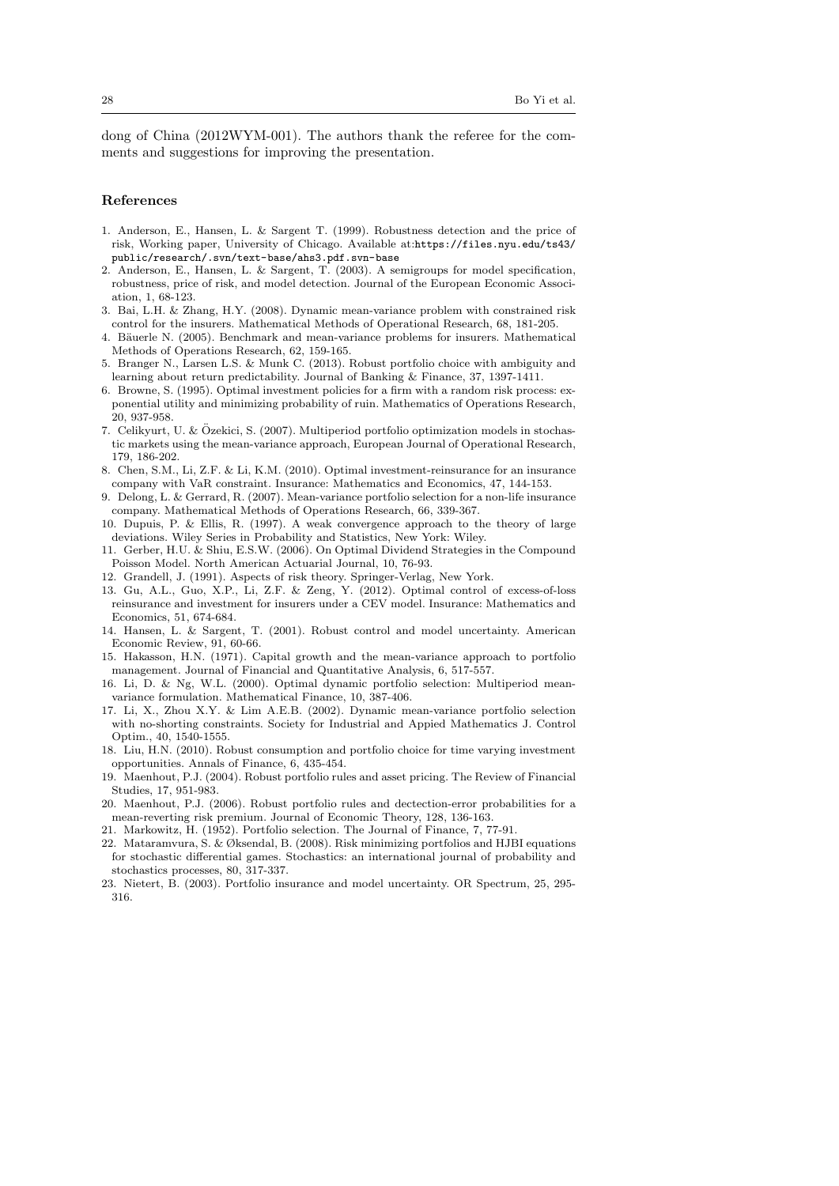dong of China (2012WYM-001). The authors thank the referee for the comments and suggestions for improving the presentation.

## References

1. Anderson, E., Hansen, L. & Sargent T. (1999). Robustness detection and the price of risk, Working paper, University of Chicago. Available at:https://files.nyu.edu/ts43/public/research/.svn/text-base/ahs3.pdf.svn-base
2. Anderson, E., Hansen, L. & Sargent, T. (2003). A semigroups for model specification, robustness, price of risk, and model detection. Journal of the European Economic Association, 1, 68-123.
3. Bai, L.H. & Zhang, H.Y. (2008). Dynamic mean-variance problem with constrained risk control for the insurers. Mathematical Methods of Operational Research, 68, 181-205.
4. Bäuerle N. (2005). Benchmark and mean-variance problems for insurers. Mathematical Methods of Operations Research, 62, 159-165.
5. Branger N., Larsen L.S. & Munk C. (2013). Robust portfolio choice with ambiguity and learning about return predictability. Journal of Banking & Finance, 37, 1397-1411.
6. Browne, S. (1995). Optimal investment policies for a firm with a random risk process: exponential utility and minimizing probability of ruin. Mathematics of Operations Research, 20, 937-958.
7. Celikyurt, U. & Özekici, S. (2007). Multiperiod portfolio optimization models in stochastic markets using the mean-variance approach, European Journal of Operational Research, 179, 186-202.
8. Chen, S.M., Li, Z.F. & Li, K.M. (2010). Optimal investment-reinsurance for an insurance company with VaR constraint. Insurance: Mathematics and Economics, 47, 144-153.
9. Delong, L. & Gerrard, R. (2007). Mean-variance portfolio selection for a non-life insurance company. Mathematical Methods of Operations Research, 66, 339-367.
10. Dupuis, P. & Ellis, R. (1997). A weak convergence approach to the theory of large deviations. Wiley Series in Probability and Statistics, New York: Wiley.
11. Gerber, H.U. & Shiu, E.S.W. (2006). On Optimal Dividend Strategies in the Compound Poisson Model. North American Actuarial Journal, 10, 76-93.
12. Grandell, J. (1991). Aspects of risk theory. Springer-Verlag, New York.
13. Gu, A.L., Guo, X.P., Li, Z.F. & Zeng, Y. (2012). Optimal control of excess-of-loss reinsurance and investment for insurers under a CEV model. Insurance: Mathematics and Economics, 51, 674-684.
14. Hansen, L. & Sargent, T. (2001). Robust control and model uncertainty. American Economic Review, 91, 60-66.
15. Hakasson, H.N. (1971). Capital growth and the mean-variance approach to portfolio management. Journal of Financial and Quantitative Analysis, 6, 517-557.
16. Li, D. & Ng, W.L. (2000). Optimal dynamic portfolio selection: Multiperiod mean-variance formulation. Mathematical Finance, 10, 387-406.
17. Li, X., Zhou X.Y. & Lim A.E.B. (2002). Dynamic mean-variance portfolio selection with no-shorting constraints. Society for Industrial and Appied Mathematics J. Control Optim., 40, 1540-1555.
18. Liu, H.N. (2010). Robust consumption and portfolio choice for time varying investment opportunities. Annals of Finance, 6, 435-454.
19. Maenhout, P.J. (2004). Robust portfolio rules and asset pricing. The Review of Financial Studies, 17, 951-983.
20. Maenhout, P.J. (2006). Robust portfolio rules and dectection-error probabilities for a mean-reverting risk premium. Journal of Economic Theory, 128, 136-163.
21. Markowitz, H. (1952). Portfolio selection. The Journal of Finance, 7, 77-91.
22. Mataramvura, S. & Øksendal, B. (2008). Risk minimizing portfolios and HJBI equations for stochastic differential games. Stochastics: an international journal of probability and stochastics processes, 80, 317-337.
23. Nietert, B. (2003). Portfolio insurance and model uncertainty. OR Spectrum, 25, 295-316.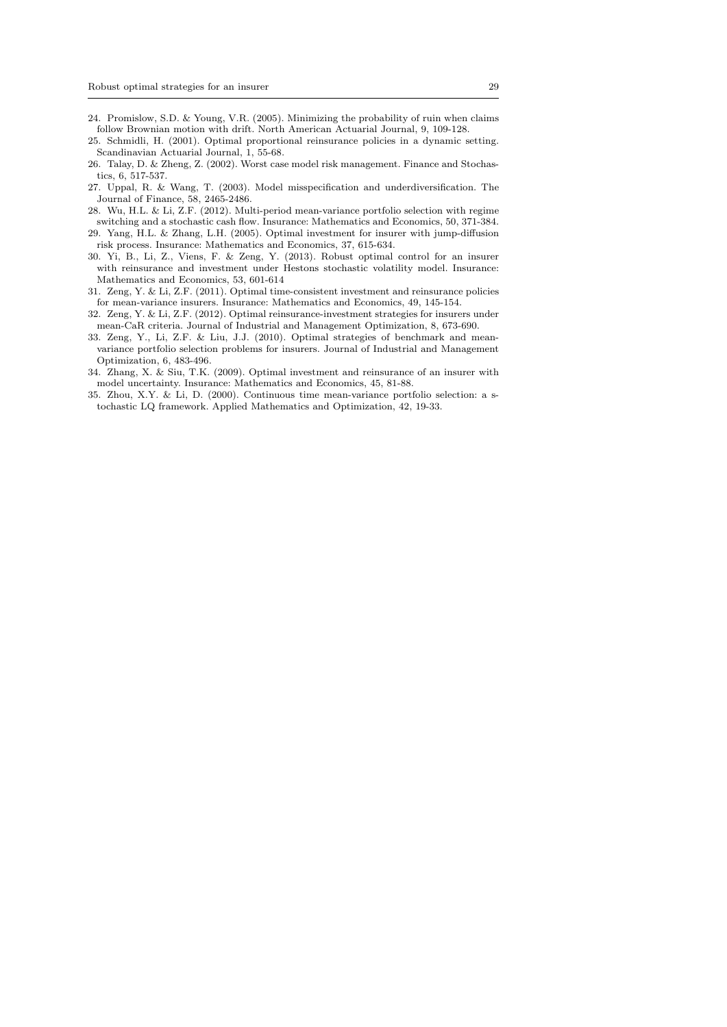24. Promislow, S.D. & Young, V.R. (2005). Minimizing the probability of ruin when claims follow Brownian motion with drift. North American Actuarial Journal, 9, 109-128.
25. Schmidli, H. (2001). Optimal proportional reinsurance policies in a dynamic setting. Scandinavian Actuarial Journal, 1, 55-68.
26. Talay, D. & Zheng, Z. (2002). Worst case model risk management. Finance and Stochastics, 6, 517-537.
27. Uppal, R. & Wang, T. (2003). Model misspecification and underdiversification. The Journal of Finance, 58, 2465-2486.
28. Wu, H.L. & Li, Z.F. (2012). Multi-period mean-variance portfolio selection with regime switching and a stochastic cash flow. Insurance: Mathematics and Economics, 50, 371-384.
29. Yang, H.L. & Zhang, L.H. (2005). Optimal investment for insurer with jump-diffusion risk process. Insurance: Mathematics and Economics, 37, 615-634.
30. Yi, B., Li, Z., Viens, F. & Zeng, Y. (2013). Robust optimal control for an insurer with reinsurance and investment under Hestons stochastic volatility model. Insurance: Mathematics and Economics, 53, 601-614
31. Zeng, Y. & Li, Z.F. (2011). Optimal time-consistent investment and reinsurance policies for mean-variance insurers. Insurance: Mathematics and Economics, 49, 145-154.
32. Zeng, Y. & Li, Z.F. (2012). Optimal reinsurance-investment strategies for insurers under mean-CaR criteria. Journal of Industrial and Management Optimization, 8, 673-690.
33. Zeng, Y., Li, Z.F. & Liu, J.J. (2010). Optimal strategies of benchmark and mean-variance portfolio selection problems for insurers. Journal of Industrial and Management Optimization, 6, 483-496.
34. Zhang, X. & Siu, T.K. (2009). Optimal investment and reinsurance of an insurer with model uncertainty. Insurance: Mathematics and Economics, 45, 81-88.
35. Zhou, X.Y. & Li, D. (2000). Continuous time mean-variance portfolio selection: a stochastic LQ framework. Applied Mathematics and Optimization, 42, 19-33.